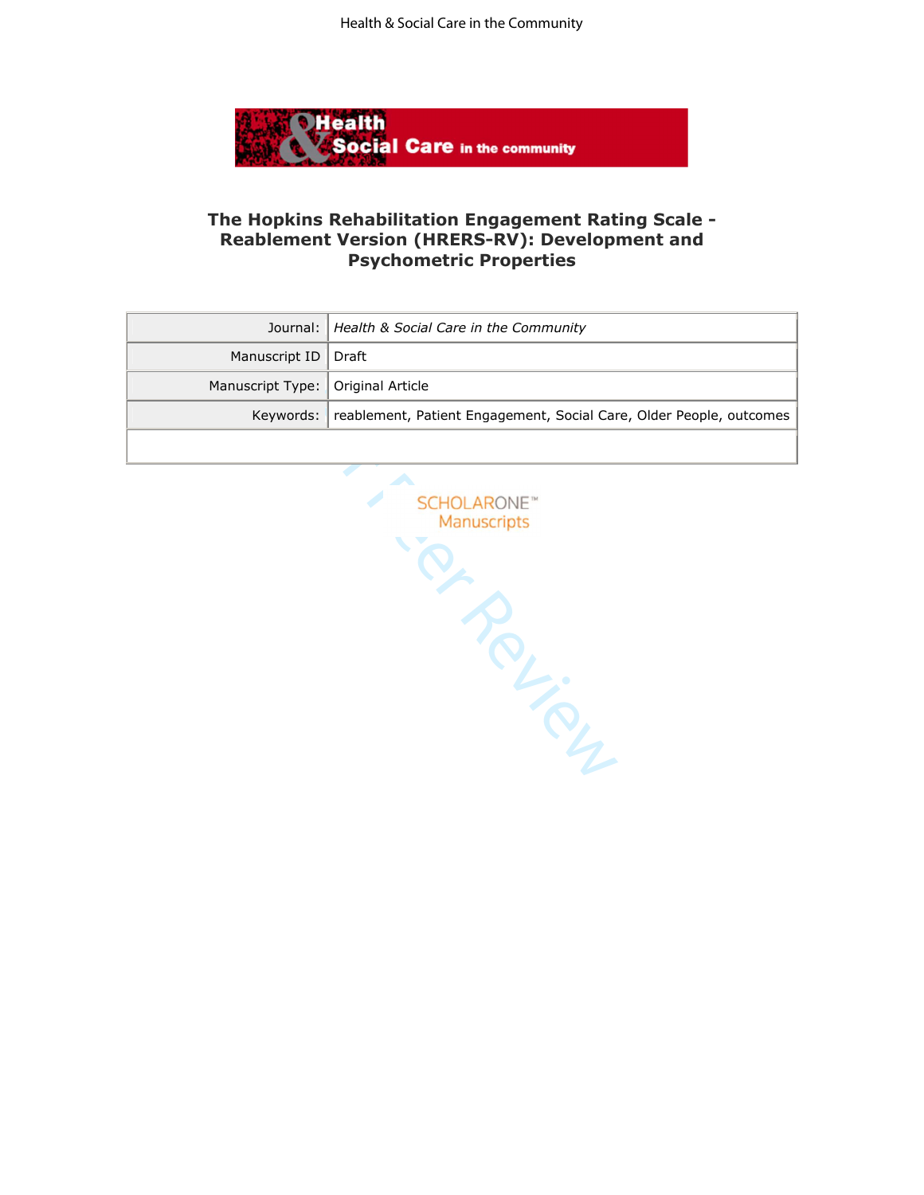# The Hopkins Rehabilitation Engagement Rating Scale - Reablement Version (HRERS-RV): Development and Psychometric Properties

| Journal: | *Health & Social Care in the Community* |
|---|---|
| Manuscript ID | Draft |
| Manuscript Type: | Original Article |
| Keywords: | reablement, Patient Engagement, Social Care, Older People, outcomes |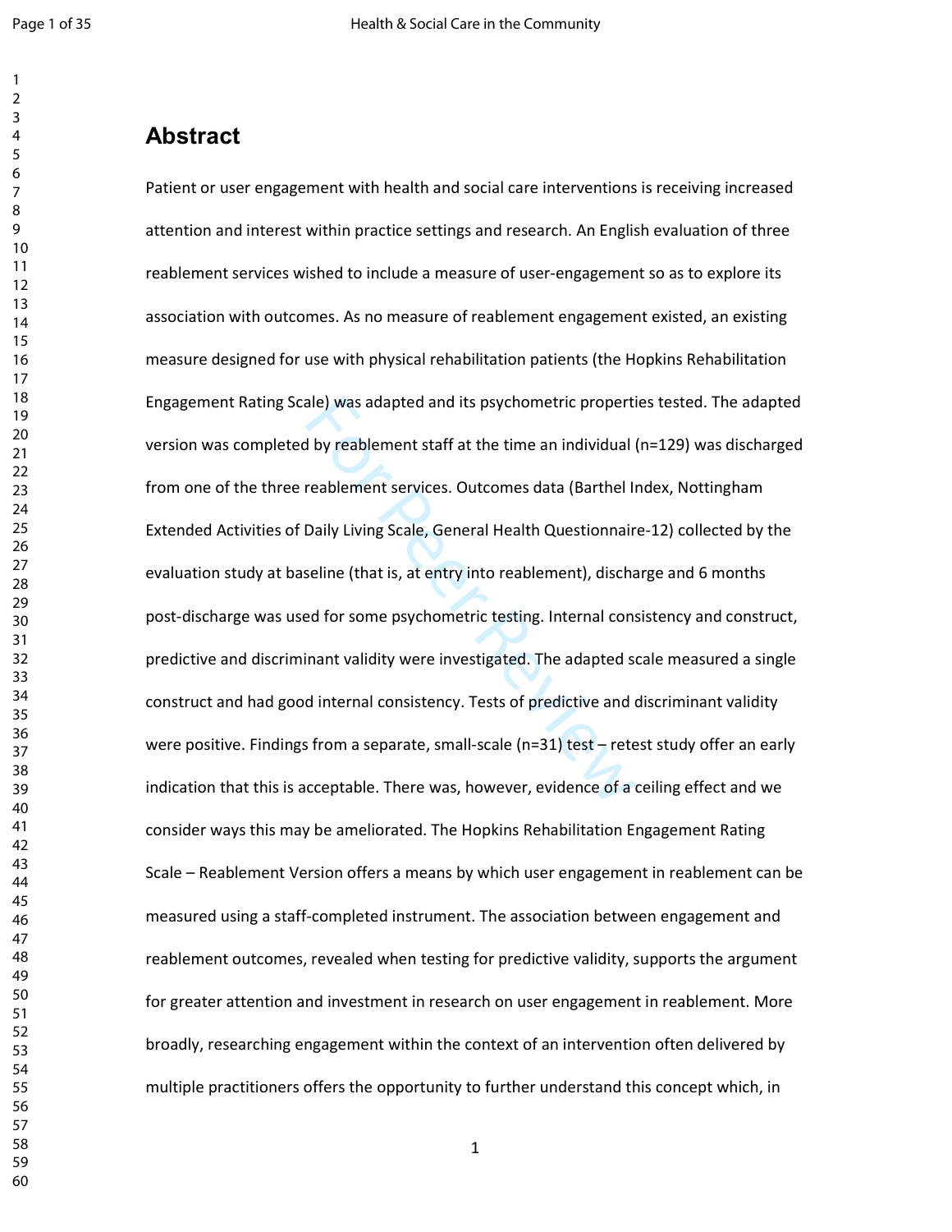# Abstract

Patient or user engagement with health and social care interventions is receiving increased attention and interest within practice settings and research. An English evaluation of three reablement services wished to include a measure of user-engagement so as to explore its association with outcomes. As no measure of reablement engagement existed, an existing measure designed for use with physical rehabilitation patients (the Hopkins Rehabilitation Engagement Rating Scale) was adapted and its psychometric properties tested. The adapted version was completed by reablement staff at the time an individual (n=129) was discharged from one of the three reablement services. Outcomes data (Barthel Index, Nottingham Extended Activities of Daily Living Scale, General Health Questionnaire-12) collected by the evaluation study at baseline (that is, at entry into reablement), discharge and 6 months post-discharge was used for some psychometric testing. Internal consistency and construct, predictive and discriminant validity were investigated. The adapted scale measured a single construct and had good internal consistency. Tests of predictive and discriminant validity were positive. Findings from a separate, small-scale (n=31) test – retest study offer an early indication that this is acceptable. There was, however, evidence of a ceiling effect and we consider ways this may be ameliorated. The Hopkins Rehabilitation Engagement Rating Scale – Reablement Version offers a means by which user engagement in reablement can be measured using a staff-completed instrument. The association between engagement and reablement outcomes, revealed when testing for predictive validity, supports the argument for greater attention and investment in research on user engagement in reablement. More broadly, researching engagement within the context of an intervention often delivered by multiple practitioners offers the opportunity to further understand this concept which, in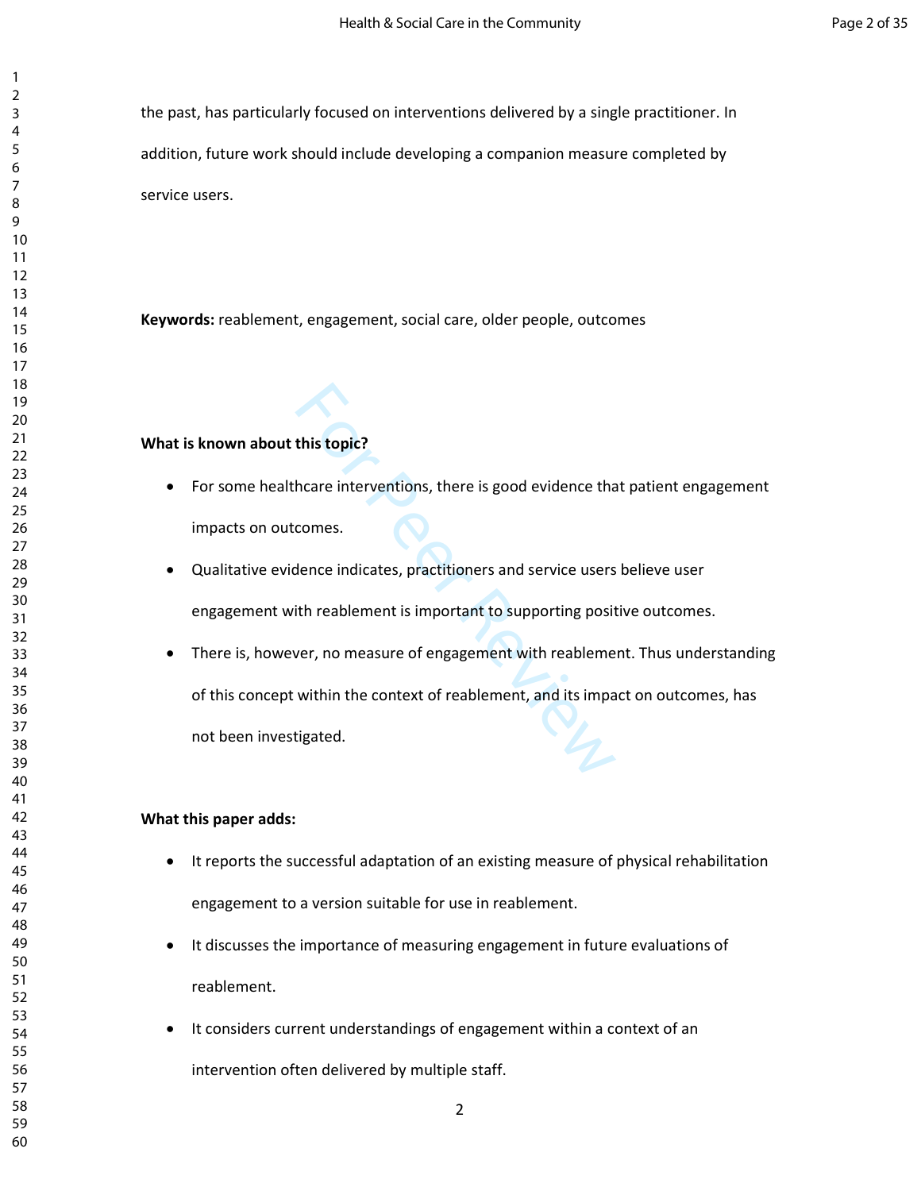the past, has particularly focused on interventions delivered by a single practitioner. In addition, future work should include developing a companion measure completed by service users.

**Keywords:** reablement, engagement, social care, older people, outcomes

**What is known about this topic?**

- For some healthcare interventions, there is good evidence that patient engagement impacts on outcomes.
- Qualitative evidence indicates, practitioners and service users believe user engagement with reablement is important to supporting positive outcomes.
- There is, however, no measure of engagement with reablement. Thus understanding of this concept within the context of reablement, and its impact on outcomes, has not been investigated.

**What this paper adds:**

- It reports the successful adaptation of an existing measure of physical rehabilitation engagement to a version suitable for use in reablement.
- It discusses the importance of measuring engagement in future evaluations of reablement.
- It considers current understandings of engagement within a context of an intervention often delivered by multiple staff.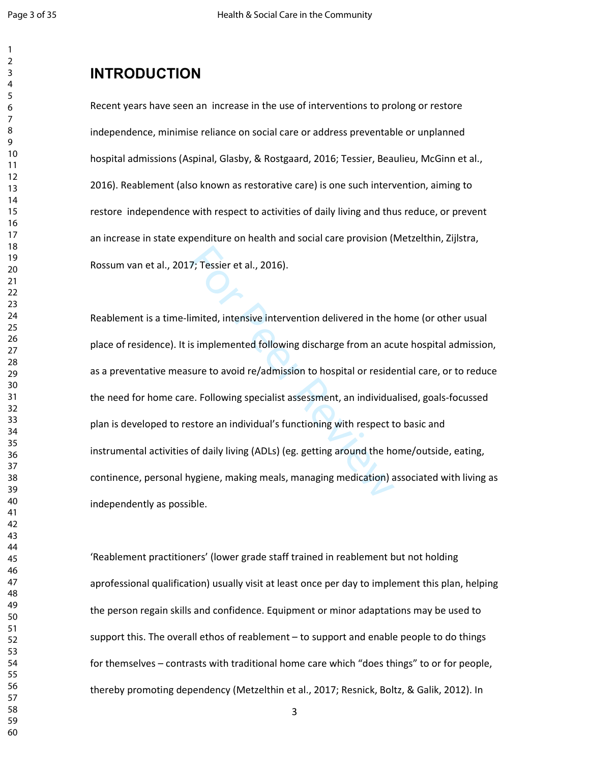# INTRODUCTION

Recent years have seen an  increase in the use of interventions to prolong or restore independence, minimise reliance on social care or address preventable or unplanned hospital admissions (Aspinal, Glasby, & Rostgaard, 2016; Tessier, Beaulieu, McGinn et al., 2016). Reablement (also known as restorative care) is one such intervention, aiming to restore  independence with respect to activities of daily living and thus reduce, or prevent an increase in state expenditure on health and social care provision (Metzelthin, Zijlstra, Rossum van et al., 2017; Tessier et al., 2016).

Reablement is a time-limited, intensive intervention delivered in the home (or other usual place of residence). It is implemented following discharge from an acute hospital admission, as a preventative measure to avoid re/admission to hospital or residential care, or to reduce the need for home care. Following specialist assessment, an individualised, goals-focussed plan is developed to restore an individual's functioning with respect to basic and instrumental activities of daily living (ADLs) (eg. getting around the home/outside, eating, continence, personal hygiene, making meals, managing medication) associated with living as independently as possible.

'Reablement practitioners' (lower grade staff trained in reablement but not holding aprofessional qualification) usually visit at least once per day to implement this plan, helping the person regain skills and confidence. Equipment or minor adaptations may be used to support this. The overall ethos of reablement – to support and enable people to do things for themselves – contrasts with traditional home care which "does things" to or for people, thereby promoting dependency (Metzelthin et al., 2017; Resnick, Boltz, & Galik, 2012). In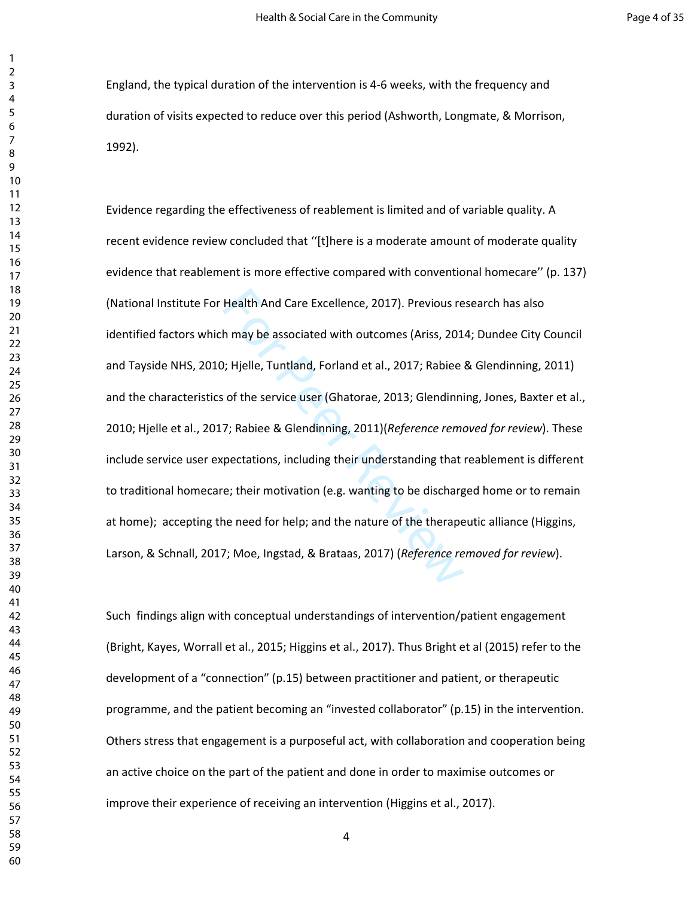England, the typical duration of the intervention is 4-6 weeks, with the frequency and duration of visits expected to reduce over this period (Ashworth, Longmate, & Morrison, 1992).

Evidence regarding the effectiveness of reablement is limited and of variable quality. A recent evidence review concluded that ‘‘[t]here is a moderate amount of moderate quality evidence that reablement is more effective compared with conventional homecare’’ (p. 137) (National Institute For Health And Care Excellence, 2017). Previous research has also identified factors which may be associated with outcomes (Ariss, 2014; Dundee City Council and Tayside NHS, 2010; Hjelle, Tuntland, Forland et al., 2017; Rabiee & Glendinning, 2011) and the characteristics of the service user (Ghatorae, 2013; Glendinning, Jones, Baxter et al., 2010; Hjelle et al., 2017; Rabiee & Glendinning, 2011)(*Reference removed for review*). These include service user expectations, including their understanding that reablement is different to traditional homecare; their motivation (e.g. wanting to be discharged home or to remain at home); accepting the need for help; and the nature of the therapeutic alliance (Higgins, Larson, & Schnall, 2017; Moe, Ingstad, & Brataas, 2017) (*Reference removed for review*).

Such findings align with conceptual understandings of intervention/patient engagement (Bright, Kayes, Worrall et al., 2015; Higgins et al., 2017). Thus Bright et al (2015) refer to the development of a “connection” (p.15) between practitioner and patient, or therapeutic programme, and the patient becoming an “invested collaborator” (p.15) in the intervention. Others stress that engagement is a purposeful act, with collaboration and cooperation being an active choice on the part of the patient and done in order to maximise outcomes or improve their experience of receiving an intervention (Higgins et al., 2017).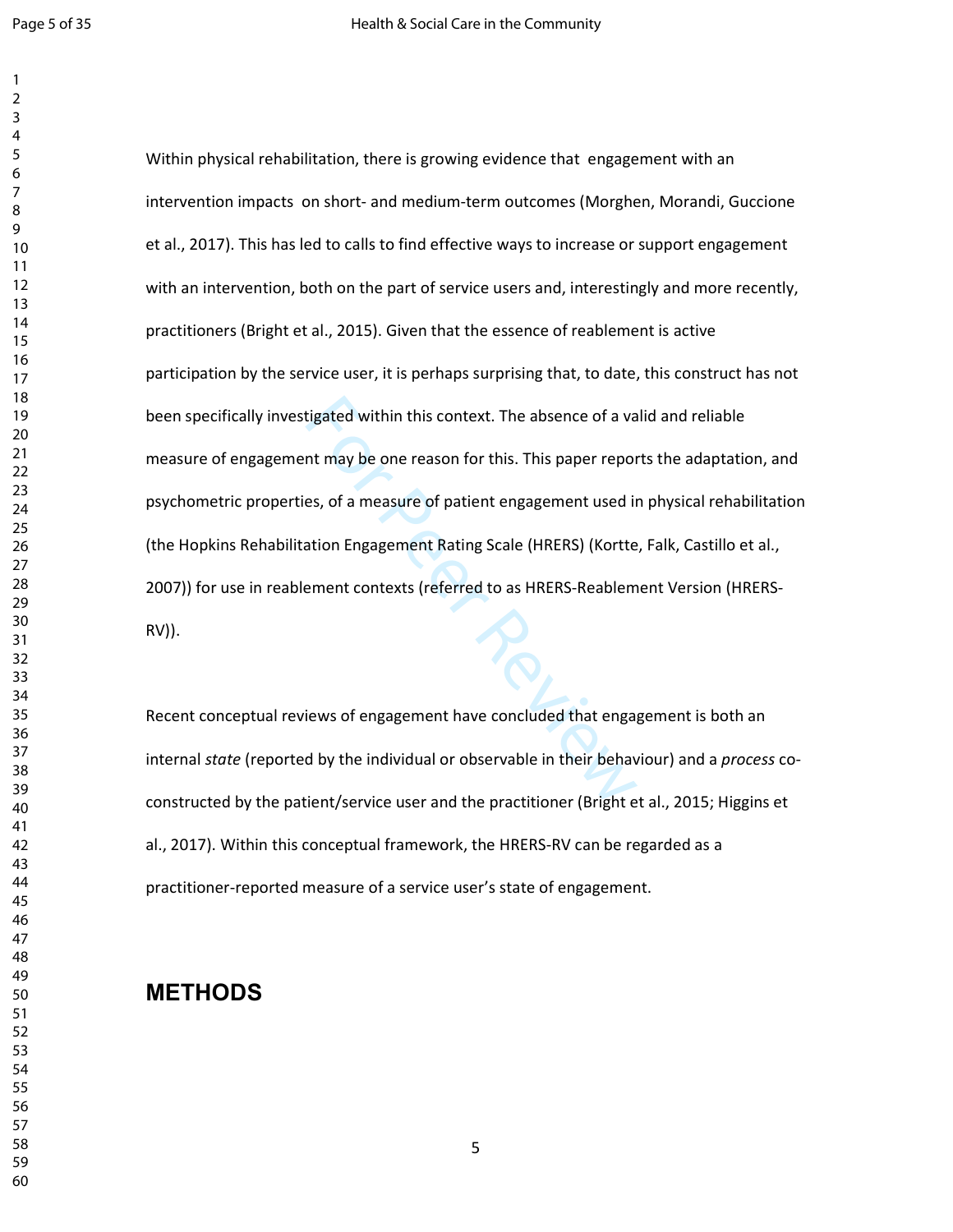Within physical rehabilitation, there is growing evidence that engagement with an intervention impacts on short- and medium-term outcomes (Morghen, Morandi, Guccione et al., 2017). This has led to calls to find effective ways to increase or support engagement with an intervention, both on the part of service users and, interestingly and more recently, practitioners (Bright et al., 2015). Given that the essence of reablement is active participation by the service user, it is perhaps surprising that, to date, this construct has not been specifically investigated within this context. The absence of a valid and reliable measure of engagement may be one reason for this. This paper reports the adaptation, and psychometric properties, of a measure of patient engagement used in physical rehabilitation (the Hopkins Rehabilitation Engagement Rating Scale (HRERS) (Kortte, Falk, Castillo et al., 2007)) for use in reablement contexts (referred to as HRERS-Reablement Version (HRERS-RV)).

Recent conceptual reviews of engagement have concluded that engagement is both an internal *state* (reported by the individual or observable in their behaviour) and a *process* co-constructed by the patient/service user and the practitioner (Bright et al., 2015; Higgins et al., 2017). Within this conceptual framework, the HRERS-RV can be regarded as a practitioner-reported measure of a service user's state of engagement.

# METHODS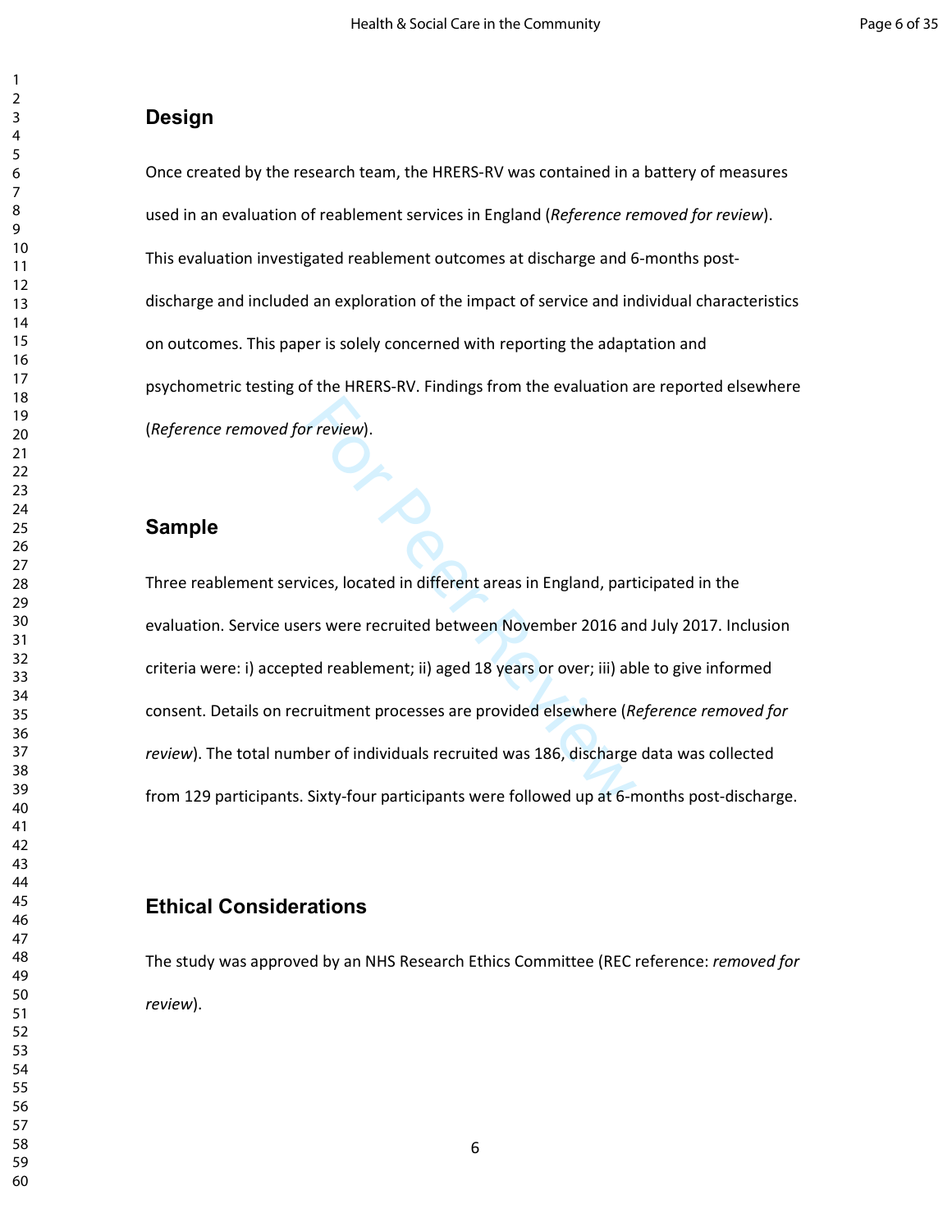## Design

Once created by the research team, the HRERS-RV was contained in a battery of measures used in an evaluation of reablement services in England (*Reference removed for review*). This evaluation investigated reablement outcomes at discharge and 6-months post-discharge and included an exploration of the impact of service and individual characteristics on outcomes. This paper is solely concerned with reporting the adaptation and psychometric testing of the HRERS-RV. Findings from the evaluation are reported elsewhere (*Reference removed for review*).

## Sample

Three reablement services, located in different areas in England, participated in the evaluation. Service users were recruited between November 2016 and July 2017. Inclusion criteria were: i) accepted reablement; ii) aged 18 years or over; iii) able to give informed consent. Details on recruitment processes are provided elsewhere (*Reference removed for review*). The total number of individuals recruited was 186, discharge data was collected from 129 participants. Sixty-four participants were followed up at 6-months post-discharge.

## Ethical Considerations

The study was approved by an NHS Research Ethics Committee (REC reference: *removed for review*).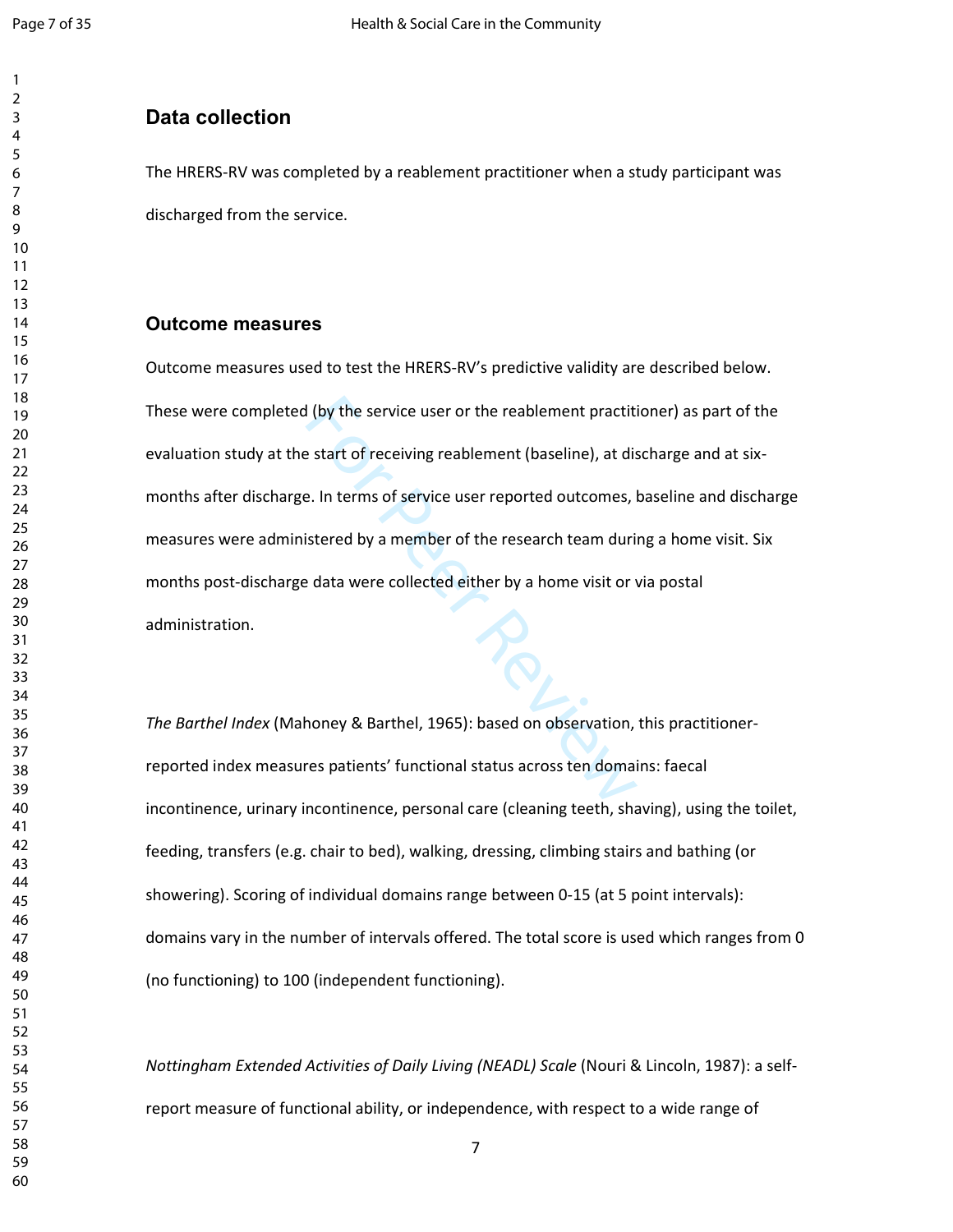## Data collection

The HRERS-RV was completed by a reablement practitioner when a study participant was discharged from the service.

## Outcome measures

Outcome measures used to test the HRERS-RV's predictive validity are described below. These were completed (by the service user or the reablement practitioner) as part of the evaluation study at the start of receiving reablement (baseline), at discharge and at six-months after discharge. In terms of service user reported outcomes, baseline and discharge measures were administered by a member of the research team during a home visit. Six months post-discharge data were collected either by a home visit or via postal administration.

*The Barthel Index* (Mahoney & Barthel, 1965): based on observation, this practitioner-reported index measures patients' functional status across ten domains: faecal incontinence, urinary incontinence, personal care (cleaning teeth, shaving), using the toilet, feeding, transfers (e.g. chair to bed), walking, dressing, climbing stairs and bathing (or showering). Scoring of individual domains range between 0-15 (at 5 point intervals): domains vary in the number of intervals offered. The total score is used which ranges from 0 (no functioning) to 100 (independent functioning).

*Nottingham Extended Activities of Daily Living (NEADL) Scale* (Nouri & Lincoln, 1987): a self-report measure of functional ability, or independence, with respect to a wide range of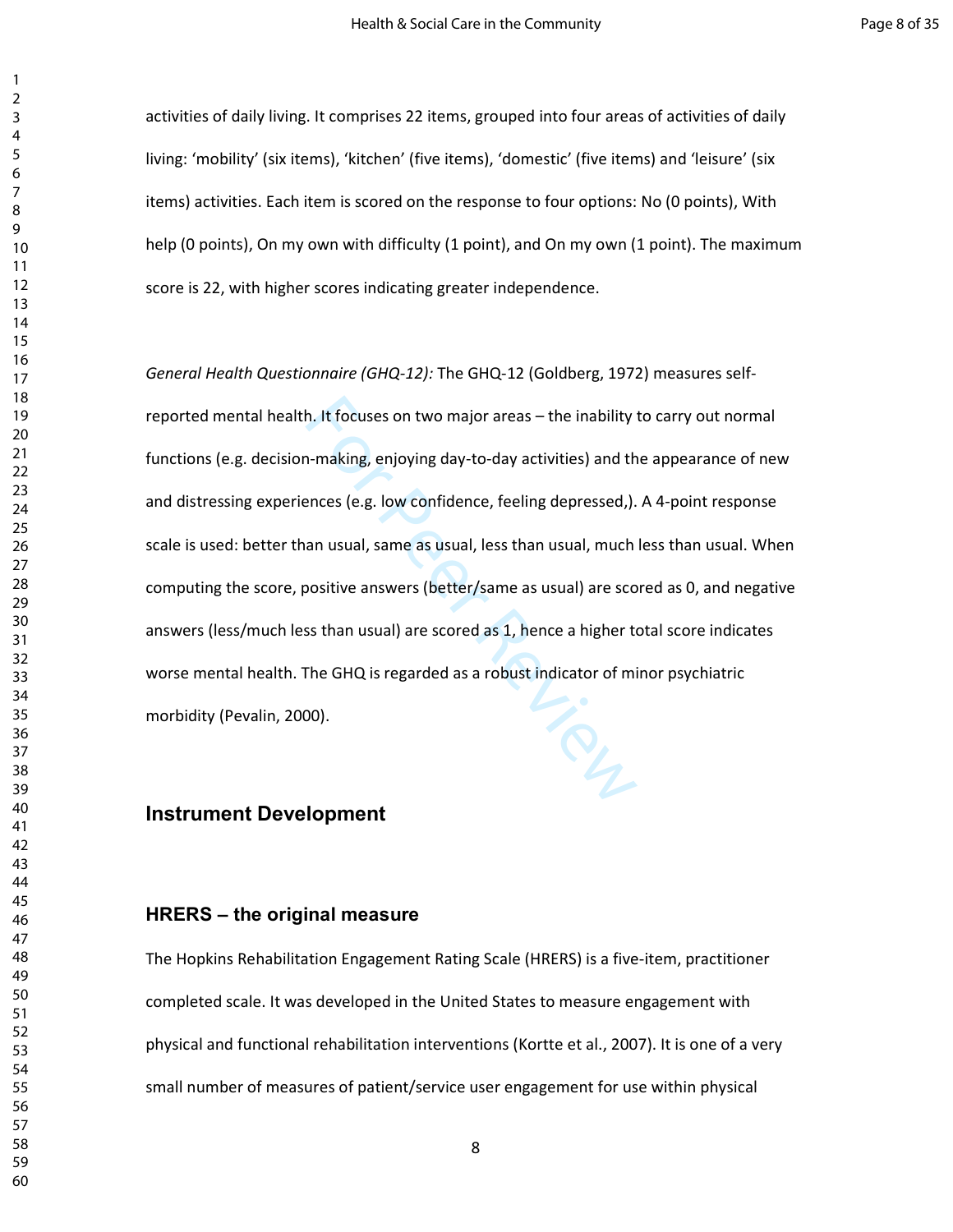activities of daily living. It comprises 22 items, grouped into four areas of activities of daily living: 'mobility' (six items), 'kitchen' (five items), 'domestic' (five items) and 'leisure' (six items) activities. Each item is scored on the response to four options: No (0 points), With help (0 points), On my own with difficulty (1 point), and On my own (1 point). The maximum score is 22, with higher scores indicating greater independence.

*General Health Questionnaire (GHQ-12):* The GHQ-12 (Goldberg, 1972) measures self-reported mental health. It focuses on two major areas – the inability to carry out normal functions (e.g. decision-making, enjoying day-to-day activities) and the appearance of new and distressing experiences (e.g. low confidence, feeling depressed,). A 4-point response scale is used: better than usual, same as usual, less than usual, much less than usual. When computing the score, positive answers (better/same as usual) are scored as 0, and negative answers (less/much less than usual) are scored as 1, hence a higher total score indicates worse mental health. The GHQ is regarded as a robust indicator of minor psychiatric morbidity (Pevalin, 2000).

## Instrument Development

### HRERS – the original measure

The Hopkins Rehabilitation Engagement Rating Scale (HRERS) is a five-item, practitioner completed scale. It was developed in the United States to measure engagement with physical and functional rehabilitation interventions (Kortte et al., 2007). It is one of a very small number of measures of patient/service user engagement for use within physical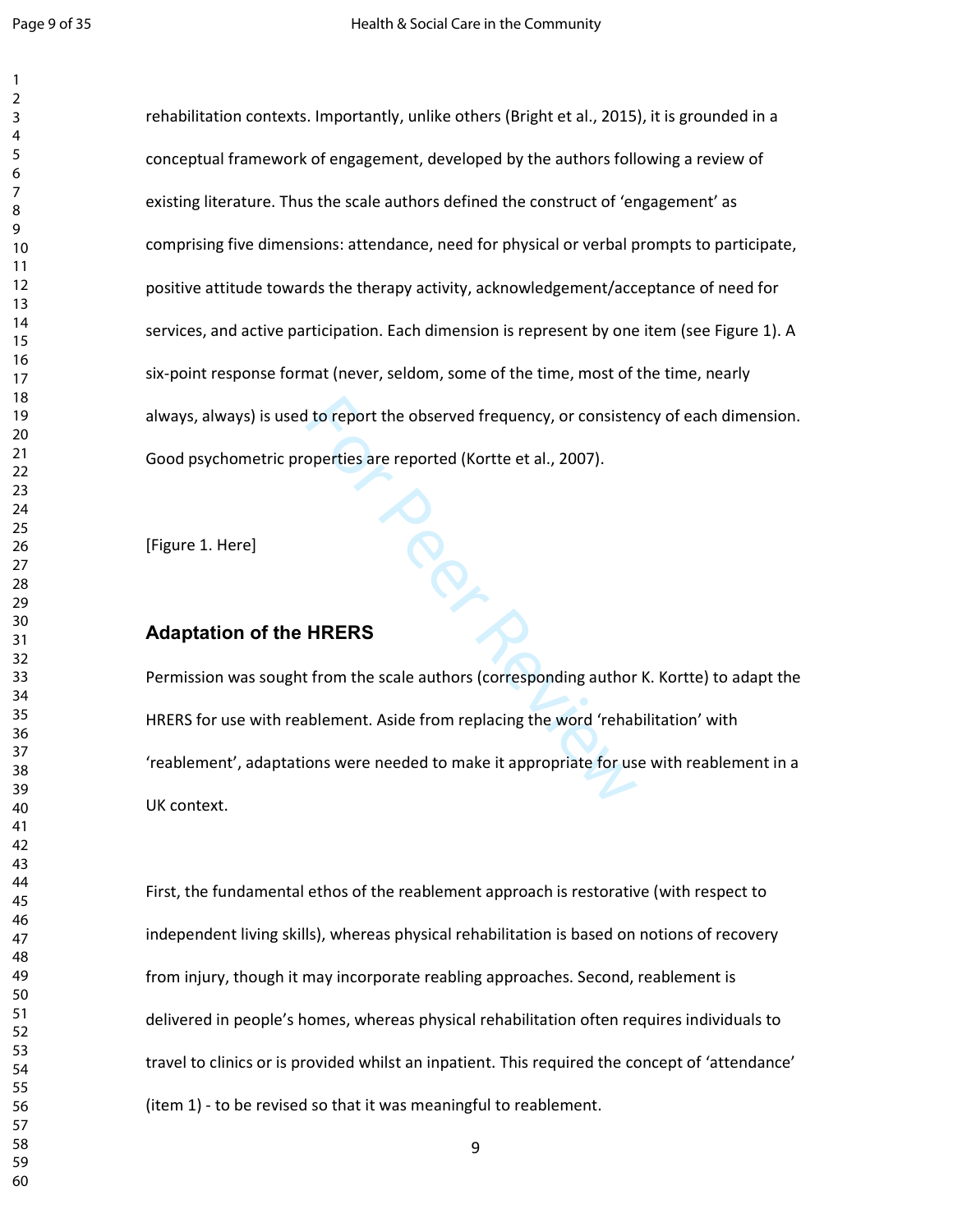rehabilitation contexts. Importantly, unlike others (Bright et al., 2015), it is grounded in a conceptual framework of engagement, developed by the authors following a review of existing literature. Thus the scale authors defined the construct of 'engagement' as comprising five dimensions: attendance, need for physical or verbal prompts to participate, positive attitude towards the therapy activity, acknowledgement/acceptance of need for services, and active participation. Each dimension is represent by one item (see Figure 1). A six-point response format (never, seldom, some of the time, most of the time, nearly always, always) is used to report the observed frequency, or consistency of each dimension. Good psychometric properties are reported (Kortte et al., 2007).

[Figure 1. Here]

## Adaptation of the HRERS

Permission was sought from the scale authors (corresponding author K. Kortte) to adapt the HRERS for use with reablement. Aside from replacing the word 'rehabilitation' with 'reablement', adaptations were needed to make it appropriate for use with reablement in a UK context.

First, the fundamental ethos of the reablement approach is restorative (with respect to independent living skills), whereas physical rehabilitation is based on notions of recovery from injury, though it may incorporate reabling approaches. Second, reablement is delivered in people's homes, whereas physical rehabilitation often requires individuals to travel to clinics or is provided whilst an inpatient. This required the concept of 'attendance' (item 1) - to be revised so that it was meaningful to reablement.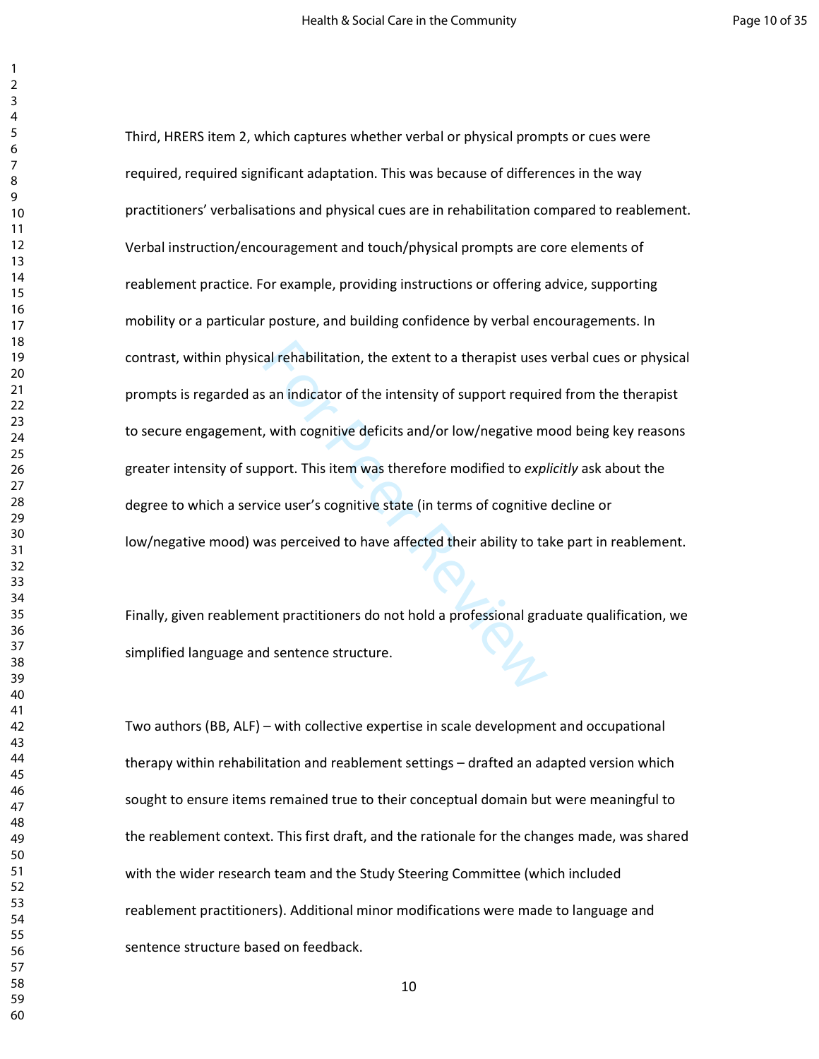Third, HRERS item 2, which captures whether verbal or physical prompts or cues were required, required significant adaptation. This was because of differences in the way practitioners' verbalisations and physical cues are in rehabilitation compared to reablement. Verbal instruction/encouragement and touch/physical prompts are core elements of reablement practice. For example, providing instructions or offering advice, supporting mobility or a particular posture, and building confidence by verbal encouragements. In contrast, within physical rehabilitation, the extent to a therapist uses verbal cues or physical prompts is regarded as an indicator of the intensity of support required from the therapist to secure engagement, with cognitive deficits and/or low/negative mood being key reasons greater intensity of support. This item was therefore modified to *explicitly* ask about the degree to which a service user's cognitive state (in terms of cognitive decline or low/negative mood) was perceived to have affected their ability to take part in reablement.

Finally, given reablement practitioners do not hold a professional graduate qualification, we simplified language and sentence structure.

Two authors (BB, ALF) – with collective expertise in scale development and occupational therapy within rehabilitation and reablement settings – drafted an adapted version which sought to ensure items remained true to their conceptual domain but were meaningful to the reablement context. This first draft, and the rationale for the changes made, was shared with the wider research team and the Study Steering Committee (which included reablement practitioners). Additional minor modifications were made to language and sentence structure based on feedback.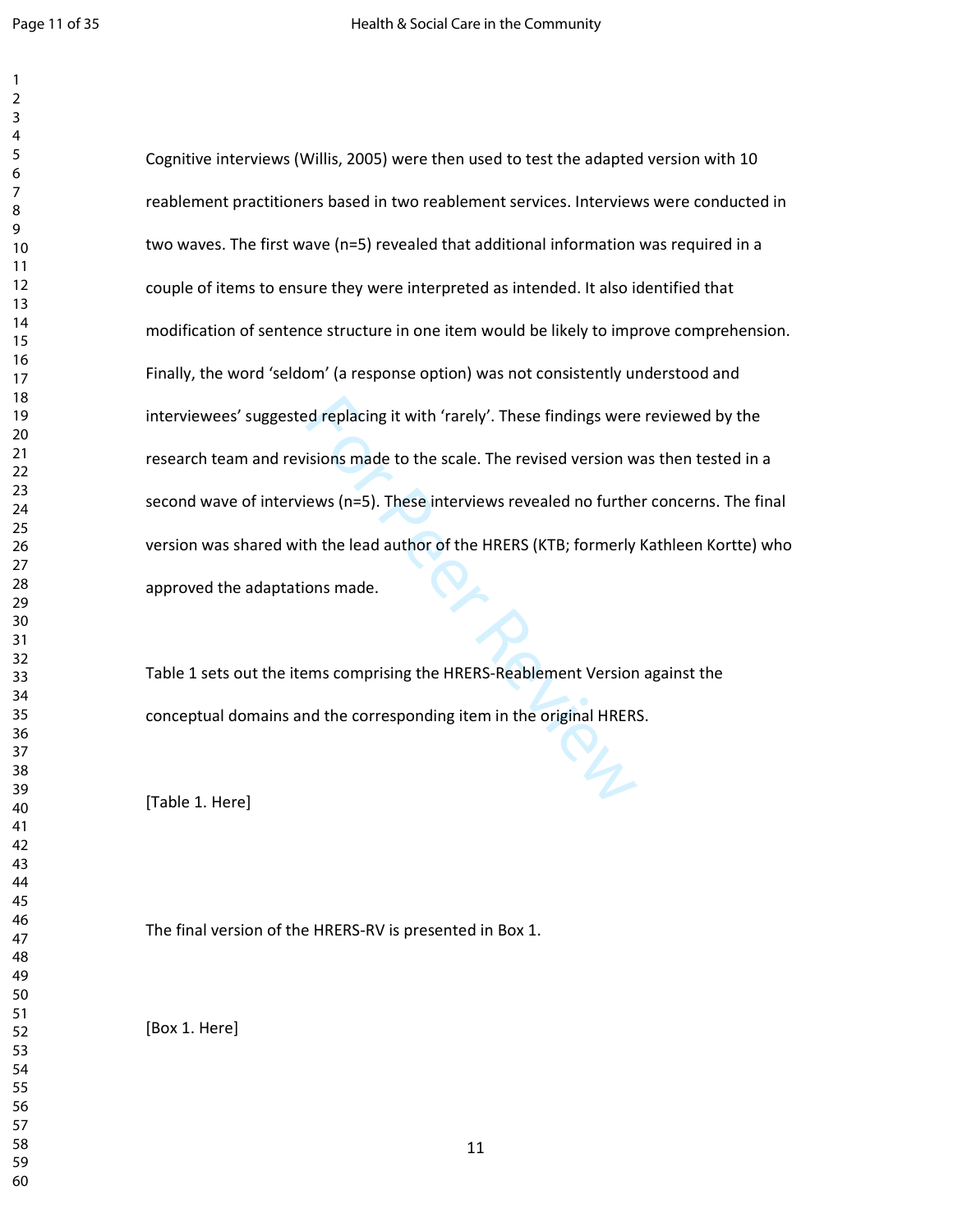Cognitive interviews (Willis, 2005) were then used to test the adapted version with 10 reablement practitioners based in two reablement services. Interviews were conducted in two waves. The first wave (n=5) revealed that additional information was required in a couple of items to ensure they were interpreted as intended. It also identified that modification of sentence structure in one item would be likely to improve comprehension. Finally, the word 'seldom' (a response option) was not consistently understood and interviewees' suggested replacing it with 'rarely'. These findings were reviewed by the research team and revisions made to the scale. The revised version was then tested in a second wave of interviews (n=5). These interviews revealed no further concerns. The final version was shared with the lead author of the HRERS (KTB; formerly Kathleen Kortte) who approved the adaptations made.

Table 1 sets out the items comprising the HRERS-Reablement Version against the conceptual domains and the corresponding item in the original HRERS.

[Table 1. Here]

The final version of the HRERS-RV is presented in Box 1.

[Box 1. Here]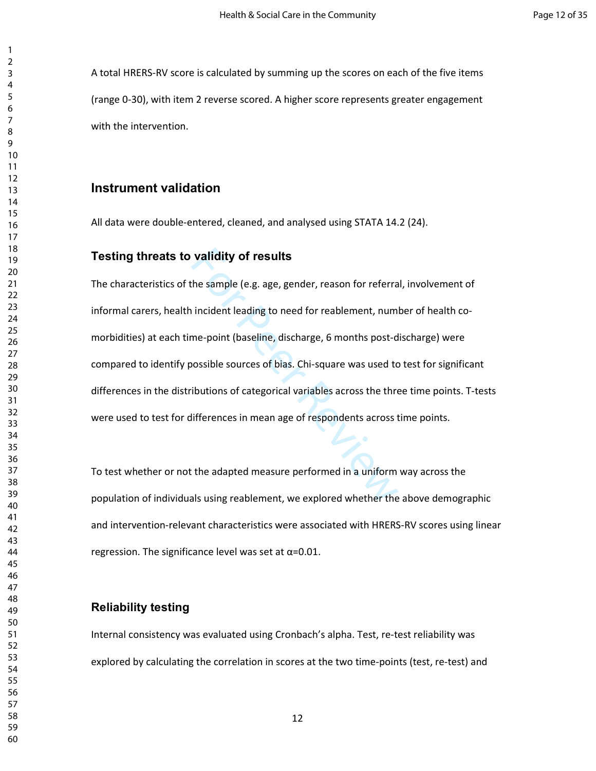A total HRERS-RV score is calculated by summing up the scores on each of the five items (range 0-30), with item 2 reverse scored. A higher score represents greater engagement with the intervention.

## Instrument validation

All data were double-entered, cleaned, and analysed using STATA 14.2 (24).

### Testing threats to validity of results

The characteristics of the sample (e.g. age, gender, reason for referral, involvement of informal carers, health incident leading to need for reablement, number of health co-morbidities) at each time-point (baseline, discharge, 6 months post-discharge) were compared to identify possible sources of bias. Chi-square was used to test for significant differences in the distributions of categorical variables across the three time points. T-tests were used to test for differences in mean age of respondents across time points.

To test whether or not the adapted measure performed in a uniform way across the population of individuals using reablement, we explored whether the above demographic and intervention-relevant characteristics were associated with HRERS-RV scores using linear regression. The significance level was set at $\alpha=0.01$.

### Reliability testing

Internal consistency was evaluated using Cronbach's alpha. Test, re-test reliability was explored by calculating the correlation in scores at the two time-points (test, re-test) and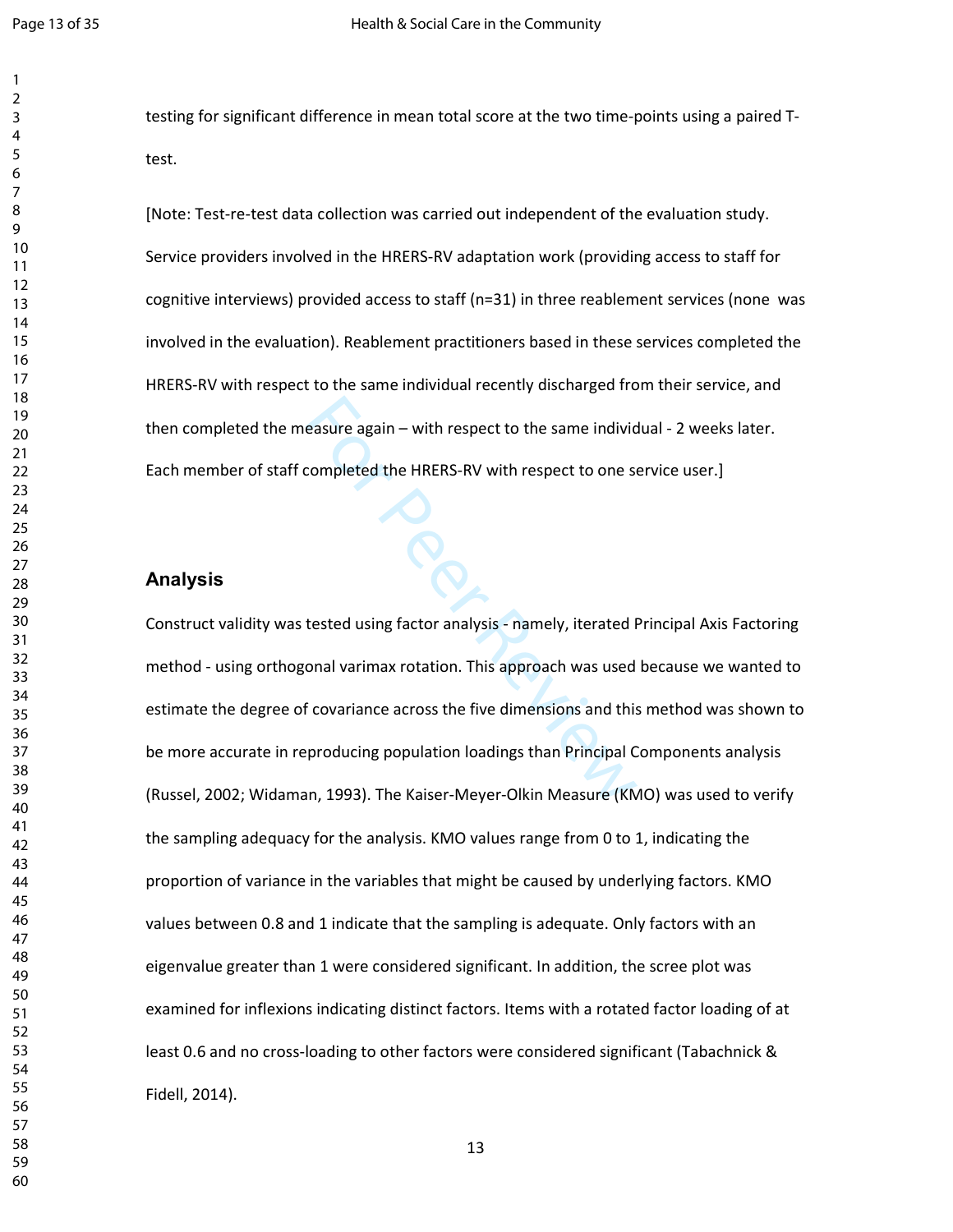testing for significant difference in mean total score at the two time-points using a paired T-test.

[Note: Test-re-test data collection was carried out independent of the evaluation study. Service providers involved in the HRERS-RV adaptation work (providing access to staff for cognitive interviews) provided access to staff (n=31) in three reablement services (none was involved in the evaluation). Reablement practitioners based in these services completed the HRERS-RV with respect to the same individual recently discharged from their service, and then completed the measure again – with respect to the same individual - 2 weeks later. Each member of staff completed the HRERS-RV with respect to one service user.]

## Analysis

Construct validity was tested using factor analysis - namely, iterated Principal Axis Factoring method - using orthogonal varimax rotation. This approach was used because we wanted to estimate the degree of covariance across the five dimensions and this method was shown to be more accurate in reproducing population loadings than Principal Components analysis (Russel, 2002; Widaman, 1993). The Kaiser-Meyer-Olkin Measure (KMO) was used to verify the sampling adequacy for the analysis. KMO values range from 0 to 1, indicating the proportion of variance in the variables that might be caused by underlying factors. KMO values between 0.8 and 1 indicate that the sampling is adequate. Only factors with an eigenvalue greater than 1 were considered significant. In addition, the scree plot was examined for inflexions indicating distinct factors. Items with a rotated factor loading of at least 0.6 and no cross-loading to other factors were considered significant (Tabachnick & Fidell, 2014).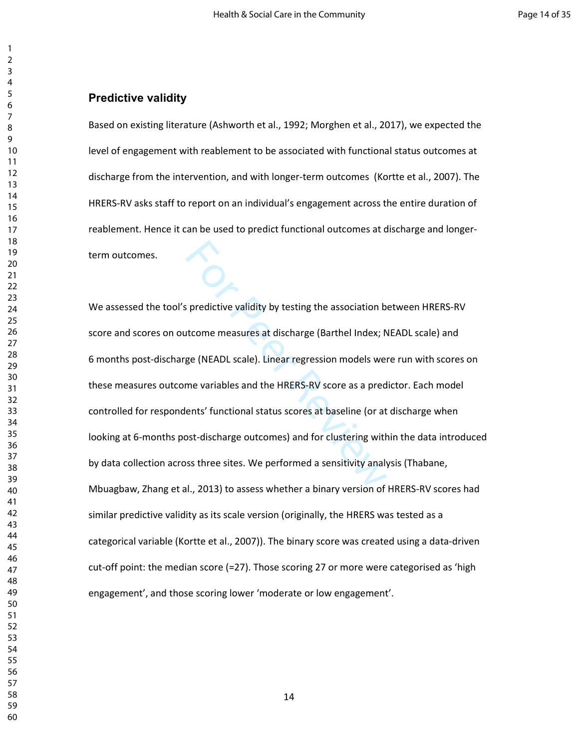## Predictive validity

Based on existing literature (Ashworth et al., 1992; Morghen et al., 2017), we expected the level of engagement with reablement to be associated with functional status outcomes at discharge from the intervention, and with longer-term outcomes (Kortte et al., 2007). The HRERS-RV asks staff to report on an individual's engagement across the entire duration of reablement. Hence it can be used to predict functional outcomes at discharge and longer-term outcomes.

We assessed the tool's predictive validity by testing the association between HRERS-RV score and scores on outcome measures at discharge (Barthel Index; NEADL scale) and 6 months post-discharge (NEADL scale). Linear regression models were run with scores on these measures outcome variables and the HRERS-RV score as a predictor. Each model controlled for respondents' functional status scores at baseline (or at discharge when looking at 6-months post-discharge outcomes) and for clustering within the data introduced by data collection across three sites. We performed a sensitivity analysis (Thabane, Mbuagbaw, Zhang et al., 2013) to assess whether a binary version of HRERS-RV scores had similar predictive validity as its scale version (originally, the HRERS was tested as a categorical variable (Kortte et al., 2007)). The binary score was created using a data-driven cut-off point: the median score (=27). Those scoring 27 or more were categorised as 'high engagement', and those scoring lower 'moderate or low engagement'.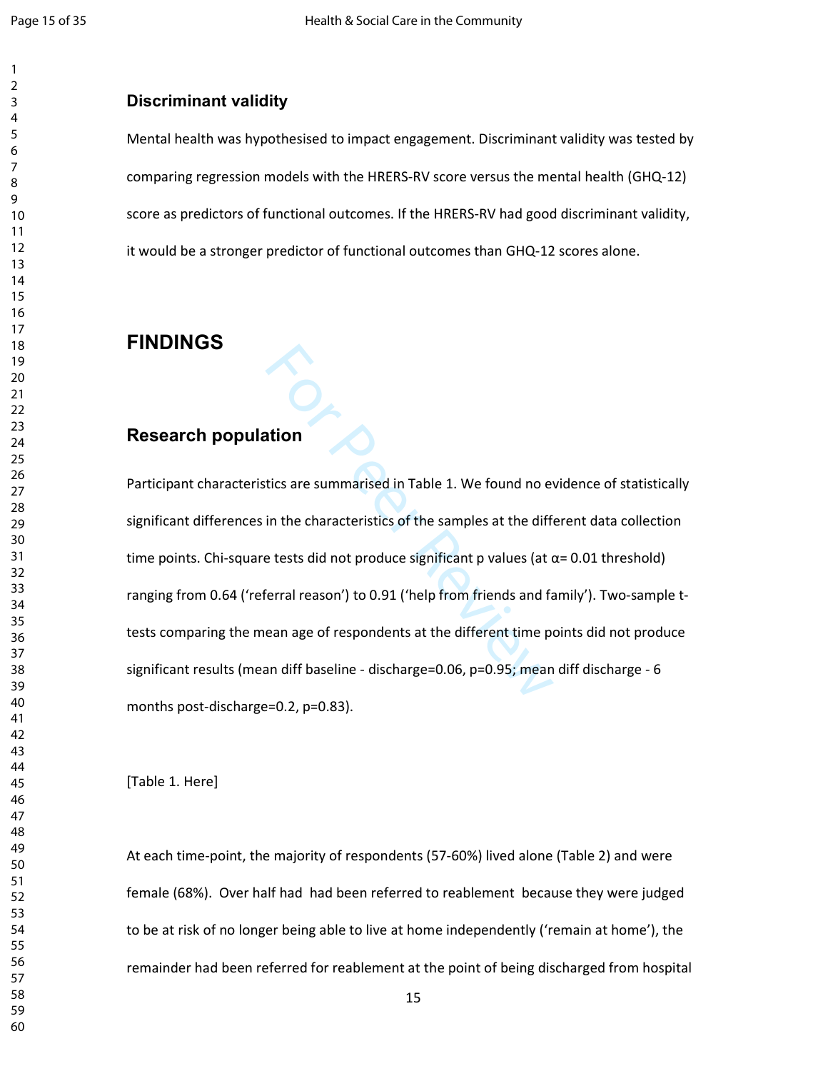### Discriminant validity

Mental health was hypothesised to impact engagement. Discriminant validity was tested by comparing regression models with the HRERS-RV score versus the mental health (GHQ-12) score as predictors of functional outcomes. If the HRERS-RV had good discriminant validity, it would be a stronger predictor of functional outcomes than GHQ-12 scores alone.

## FINDINGS

### Research population

Participant characteristics are summarised in Table 1. We found no evidence of statistically significant differences in the characteristics of the samples at the different data collection time points. Chi-square tests did not produce significant p values (at $\alpha= 0.01$ threshold) ranging from 0.64 ('referral reason') to 0.91 ('help from friends and family'). Two-sample t-tests comparing the mean age of respondents at the different time points did not produce significant results (mean diff baseline - discharge=0.06, $p=0.95$; mean diff discharge - 6 months post-discharge=0.2, $p=0.83$).

[Table 1. Here]

At each time-point, the majority of respondents (57-60%) lived alone (Table 2) and were female (68%). Over half had had been referred to reablement because they were judged to be at risk of no longer being able to live at home independently ('remain at home'), the remainder had been referred for reablement at the point of being discharged from hospital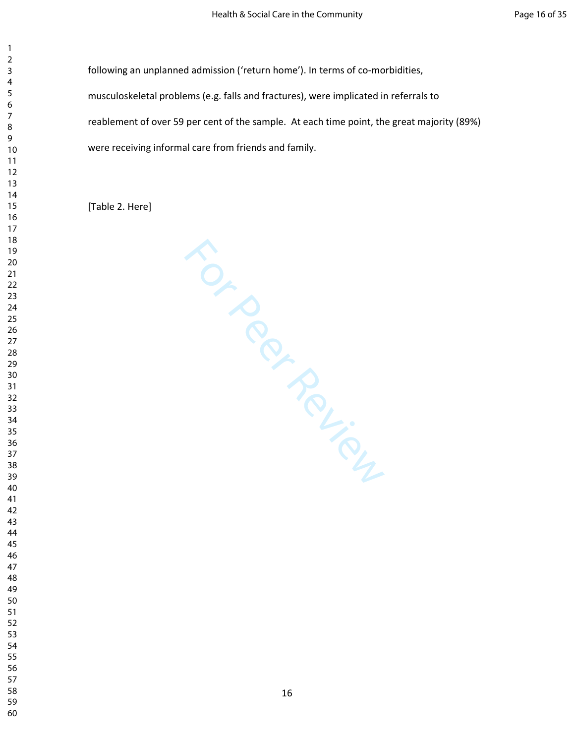following an unplanned admission ('return home'). In terms of co-morbidities, musculoskeletal problems (e.g. falls and fractures), were implicated in referrals to reablement of over 59 per cent of the sample. At each time point, the great majority (89%) were receiving informal care from friends and family.

[Table 2. Here]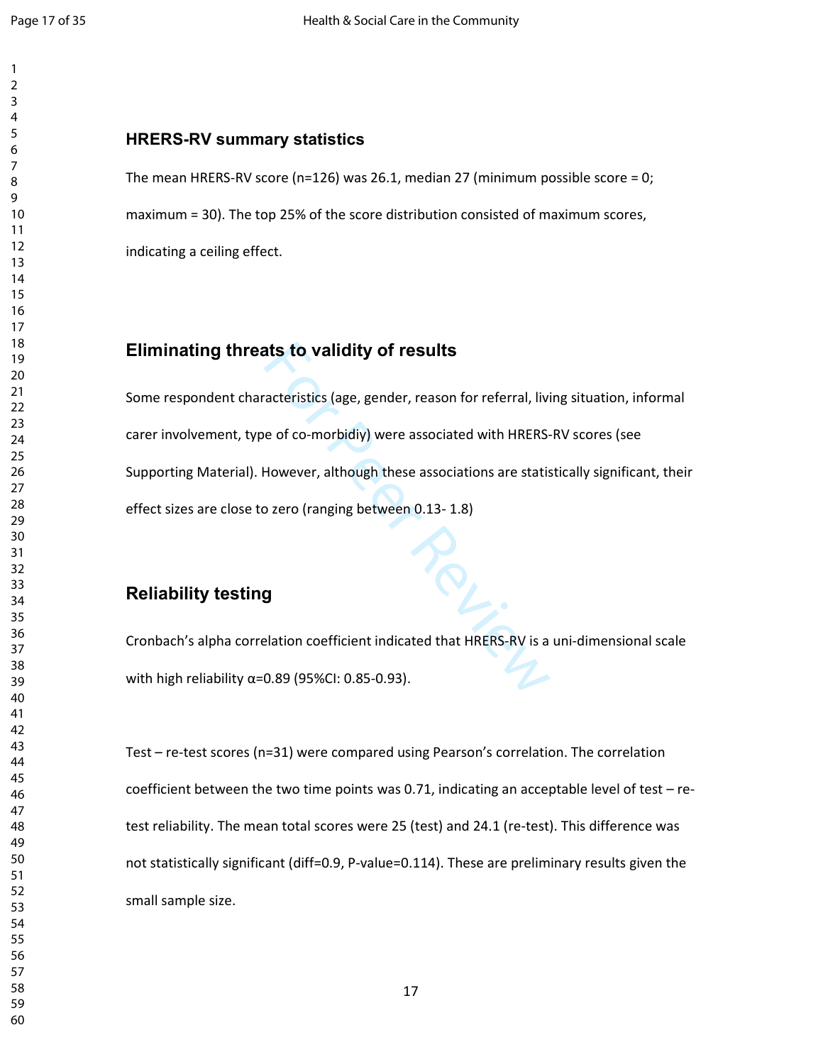## HRERS-RV summary statistics

The mean HRERS-RV score (n=126) was 26.1, median 27 (minimum possible score = 0; maximum = 30). The top 25% of the score distribution consisted of maximum scores, indicating a ceiling effect.

## Eliminating threats to validity of results

Some respondent characteristics (age, gender, reason for referral, living situation, informal carer involvement, type of co-morbidiy) were associated with HRERS-RV scores (see Supporting Material). However, although these associations are statistically significant, their effect sizes are close to zero (ranging between 0.13- 1.8)

## Reliability testing

Cronbach's alpha correlation coefficient indicated that HRERS-RV is a uni-dimensional scale with high reliability $\alpha$=0.89 (95%CI: 0.85-0.93).

Test – re-test scores (n=31) were compared using Pearson's correlation. The correlation coefficient between the two time points was 0.71, indicating an acceptable level of test – re-test reliability. The mean total scores were 25 (test) and 24.1 (re-test). This difference was not statistically significant (diff=0.9, P-value=0.114). These are preliminary results given the small sample size.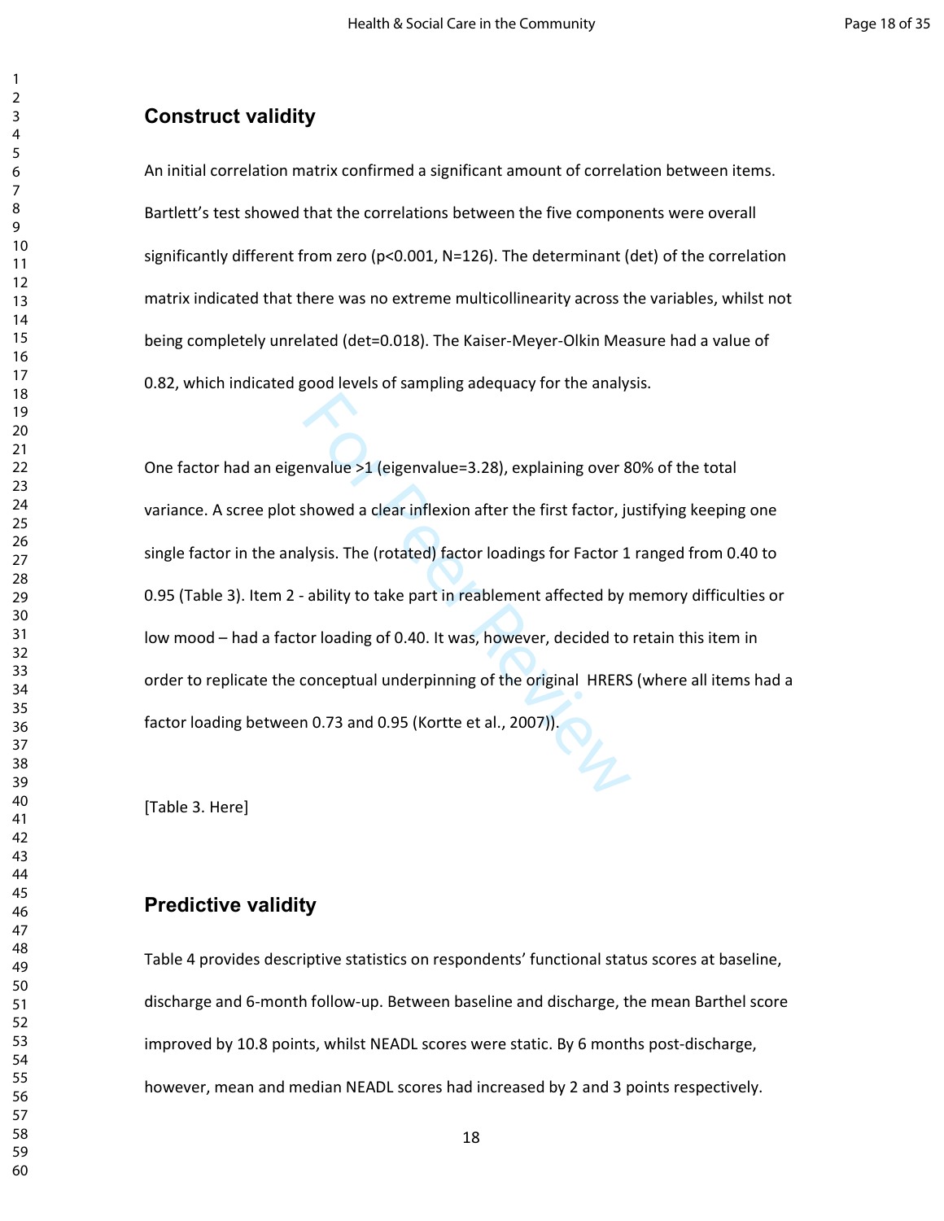## Construct validity

An initial correlation matrix confirmed a significant amount of correlation between items. Bartlett's test showed that the correlations between the five components were overall significantly different from zero ($p<0.001$, N=126). The determinant (det) of the correlation matrix indicated that there was no extreme multicollinearity across the variables, whilst not being completely unrelated (det=0.018). The Kaiser-Meyer-Olkin Measure had a value of 0.82, which indicated good levels of sampling adequacy for the analysis.

One factor had an eigenvalue >1 (eigenvalue=3.28), explaining over 80% of the total variance. A scree plot showed a clear inflexion after the first factor, justifying keeping one single factor in the analysis. The (rotated) factor loadings for Factor 1 ranged from 0.40 to 0.95 (Table 3). Item 2 - ability to take part in reablement affected by memory difficulties or low mood – had a factor loading of 0.40. It was, however, decided to retain this item in order to replicate the conceptual underpinning of the original HRERS (where all items had a factor loading between 0.73 and 0.95 (Kortte et al., 2007)).

[Table 3. Here]

## Predictive validity

Table 4 provides descriptive statistics on respondents' functional status scores at baseline, discharge and 6-month follow-up. Between baseline and discharge, the mean Barthel score improved by 10.8 points, whilst NEADL scores were static. By 6 months post-discharge, however, mean and median NEADL scores had increased by 2 and 3 points respectively.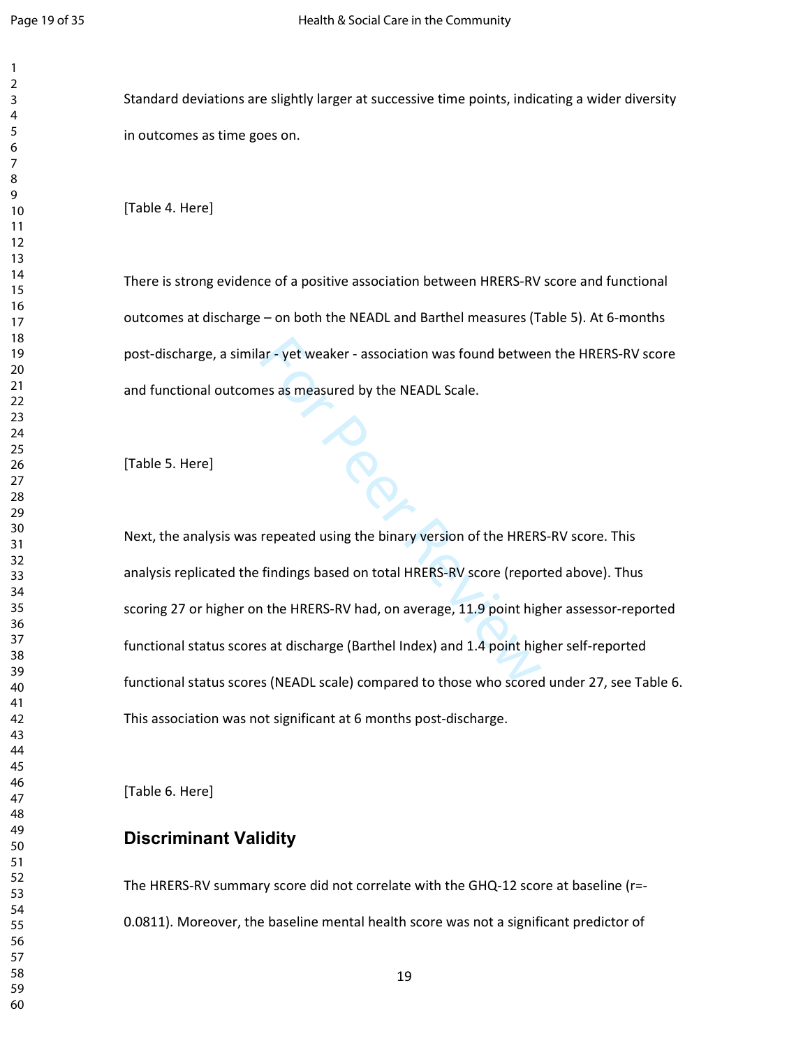Standard deviations are slightly larger at successive time points, indicating a wider diversity in outcomes as time goes on.

[Table 4. Here]

There is strong evidence of a positive association between HRERS-RV score and functional outcomes at discharge – on both the NEADL and Barthel measures (Table 5). At 6-months post-discharge, a similar - yet weaker - association was found between the HRERS-RV score and functional outcomes as measured by the NEADL Scale.

[Table 5. Here]

Next, the analysis was repeated using the binary version of the HRERS-RV score. This analysis replicated the findings based on total HRERS-RV score (reported above). Thus scoring 27 or higher on the HRERS-RV had, on average, 11.9 point higher assessor-reported functional status scores at discharge (Barthel Index) and 1.4 point higher self-reported functional status scores (NEADL scale) compared to those who scored under 27, see Table 6. This association was not significant at 6 months post-discharge.

[Table 6. Here]

## Discriminant Validity

The HRERS-RV summary score did not correlate with the GHQ-12 score at baseline (r=-0.0811). Moreover, the baseline mental health score was not a significant predictor of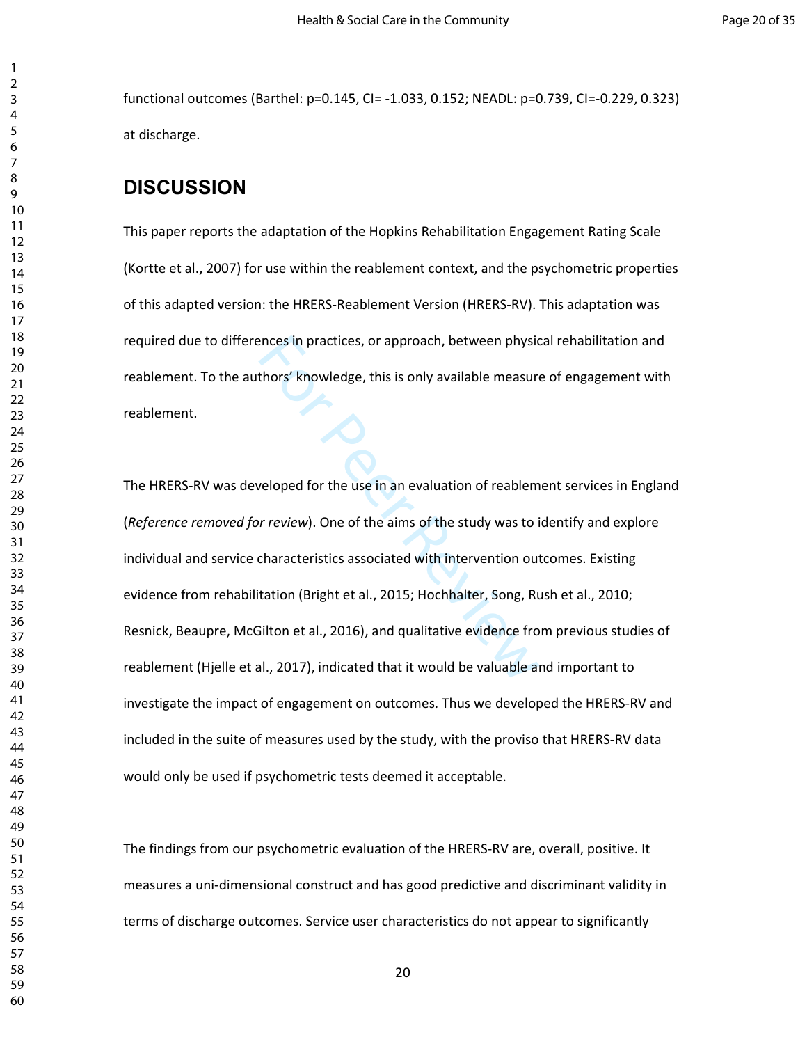functional outcomes (Barthel: p=0.145, CI= -1.033, 0.152; NEADL: p=0.739, CI=-0.229, 0.323) at discharge.

## DISCUSSION

This paper reports the adaptation of the Hopkins Rehabilitation Engagement Rating Scale (Kortte et al., 2007) for use within the reablement context, and the psychometric properties of this adapted version: the HRERS-Reablement Version (HRERS-RV). This adaptation was required due to differences in practices, or approach, between physical rehabilitation and reablement. To the authors' knowledge, this is only available measure of engagement with reablement.

The HRERS-RV was developed for the use in an evaluation of reablement services in England (*Reference removed for review*). One of the aims of the study was to identify and explore individual and service characteristics associated with intervention outcomes. Existing evidence from rehabilitation (Bright et al., 2015; Hochhalter, Song, Rush et al., 2010; Resnick, Beaupre, McGilton et al., 2016), and qualitative evidence from previous studies of reablement (Hjelle et al., 2017), indicated that it would be valuable and important to investigate the impact of engagement on outcomes. Thus we developed the HRERS-RV and included in the suite of measures used by the study, with the proviso that HRERS-RV data would only be used if psychometric tests deemed it acceptable.

The findings from our psychometric evaluation of the HRERS-RV are, overall, positive. It measures a uni-dimensional construct and has good predictive and discriminant validity in terms of discharge outcomes. Service user characteristics do not appear to significantly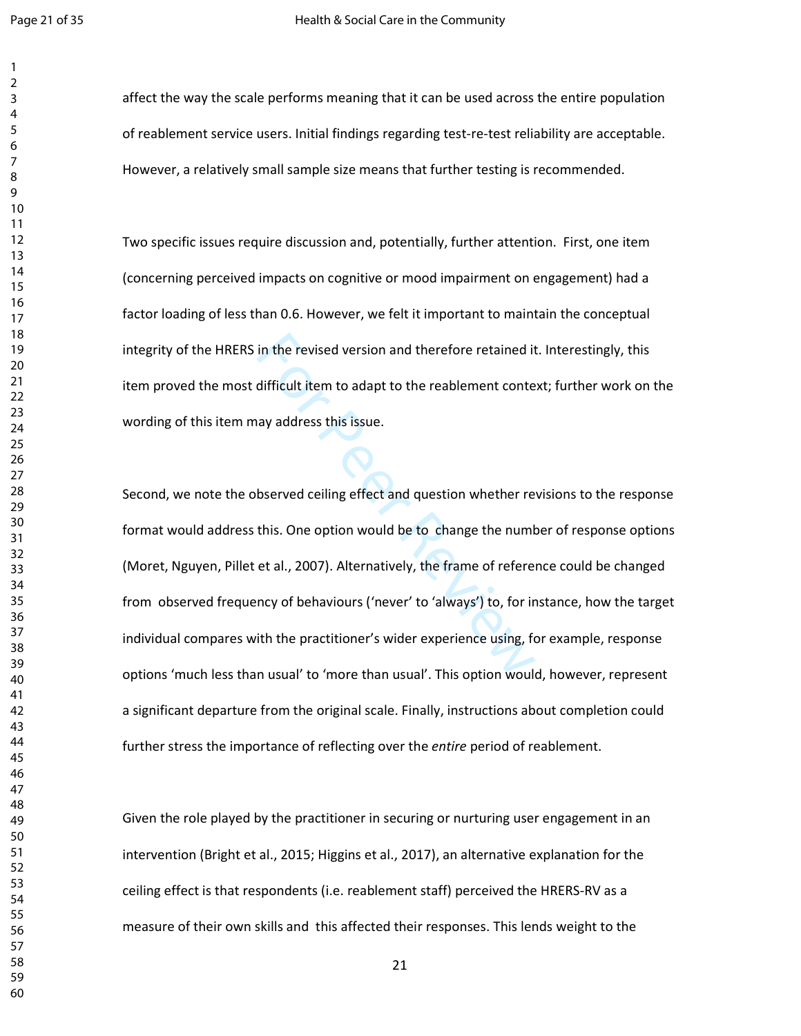affect the way the scale performs meaning that it can be used across the entire population of reablement service users. Initial findings regarding test-re-test reliability are acceptable. However, a relatively small sample size means that further testing is recommended.

Two specific issues require discussion and, potentially, further attention. First, one item (concerning perceived impacts on cognitive or mood impairment on engagement) had a factor loading of less than 0.6. However, we felt it important to maintain the conceptual integrity of the HRERS in the revised version and therefore retained it. Interestingly, this item proved the most difficult item to adapt to the reablement context; further work on the wording of this item may address this issue.

Second, we note the observed ceiling effect and question whether revisions to the response format would address this. One option would be to change the number of response options (Moret, Nguyen, Pillet et al., 2007). Alternatively, the frame of reference could be changed from observed frequency of behaviours ('never' to 'always') to, for instance, how the target individual compares with the practitioner's wider experience using, for example, response options 'much less than usual' to 'more than usual'. This option would, however, represent a significant departure from the original scale. Finally, instructions about completion could further stress the importance of reflecting over the *entire* period of reablement.

Given the role played by the practitioner in securing or nurturing user engagement in an intervention (Bright et al., 2015; Higgins et al., 2017), an alternative explanation for the ceiling effect is that respondents (i.e. reablement staff) perceived the HRERS-RV as a measure of their own skills and this affected their responses. This lends weight to the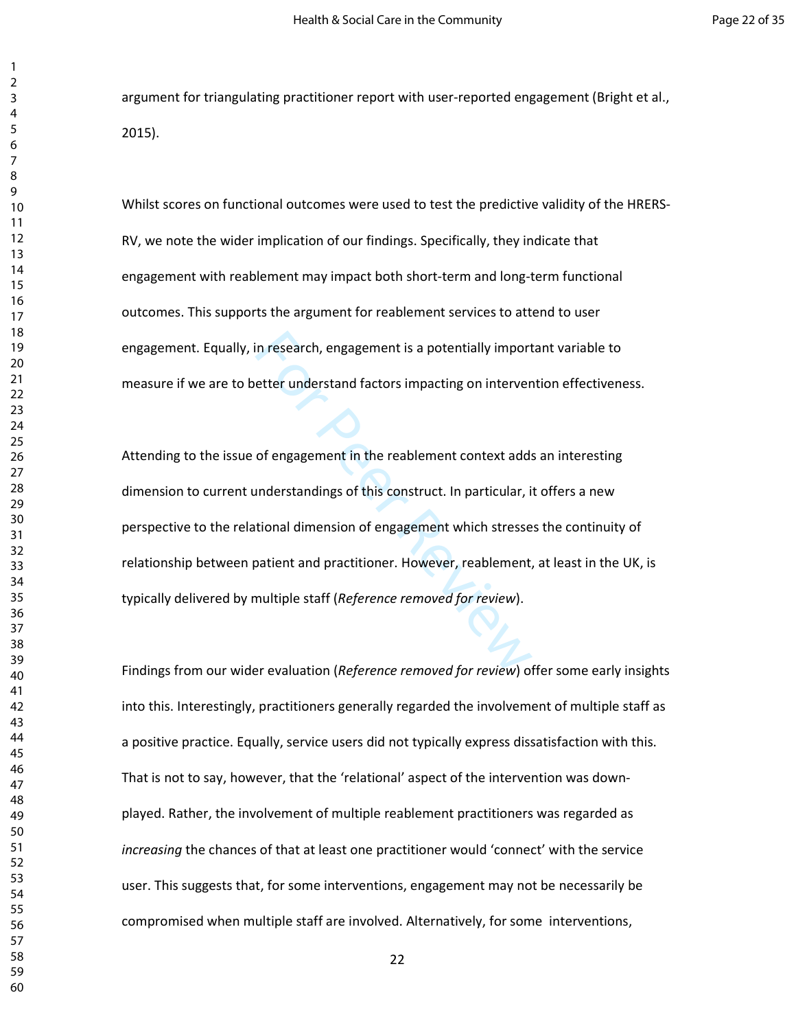argument for triangulating practitioner report with user-reported engagement (Bright et al., 2015).

Whilst scores on functional outcomes were used to test the predictive validity of the HRERS-RV, we note the wider implication of our findings. Specifically, they indicate that engagement with reablement may impact both short-term and long-term functional outcomes. This supports the argument for reablement services to attend to user engagement. Equally, in research, engagement is a potentially important variable to measure if we are to better understand factors impacting on intervention effectiveness.

Attending to the issue of engagement in the reablement context adds an interesting dimension to current understandings of this construct. In particular, it offers a new perspective to the relational dimension of engagement which stresses the continuity of relationship between patient and practitioner. However, reablement, at least in the UK, is typically delivered by multiple staff (*Reference removed for review*).

Findings from our wider evaluation (*Reference removed for review*) offer some early insights into this. Interestingly, practitioners generally regarded the involvement of multiple staff as a positive practice. Equally, service users did not typically express dissatisfaction with this. That is not to say, however, that the 'relational' aspect of the intervention was down-played. Rather, the involvement of multiple reablement practitioners was regarded as *increasing* the chances of that at least one practitioner would 'connect' with the service user. This suggests that, for some interventions, engagement may not be necessarily be compromised when multiple staff are involved. Alternatively, for some interventions,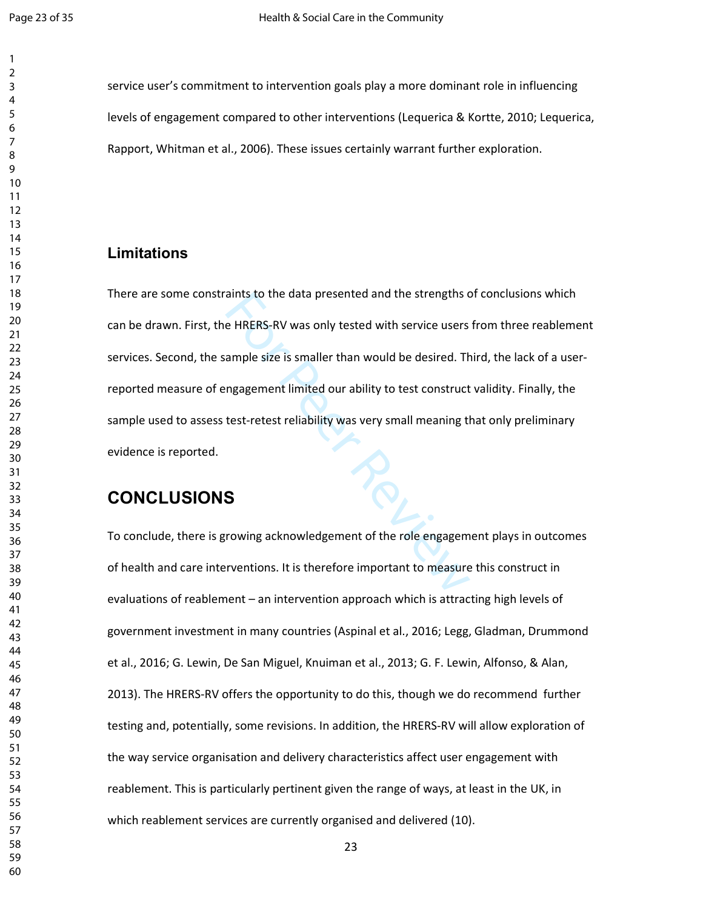service user's commitment to intervention goals play a more dominant role in influencing levels of engagement compared to other interventions (Lequerica & Kortte, 2010; Lequerica, Rapport, Whitman et al., 2006). These issues certainly warrant further exploration.

### Limitations

There are some constraints to the data presented and the strengths of conclusions which can be drawn. First, the HRERS-RV was only tested with service users from three reablement services. Second, the sample size is smaller than would be desired. Third, the lack of a user-reported measure of engagement limited our ability to test construct validity. Finally, the sample used to assess test-retest reliability was very small meaning that only preliminary evidence is reported.

## CONCLUSIONS

To conclude, there is growing acknowledgement of the role engagement plays in outcomes of health and care interventions. It is therefore important to measure this construct in evaluations of reablement – an intervention approach which is attracting high levels of government investment in many countries (Aspinal et al., 2016; Legg, Gladman, Drummond et al., 2016; G. Lewin, De San Miguel, Knuiman et al., 2013; G. F. Lewin, Alfonso, & Alan, 2013). The HRERS-RV offers the opportunity to do this, though we do recommend further testing and, potentially, some revisions. In addition, the HRERS-RV will allow exploration of the way service organisation and delivery characteristics affect user engagement with reablement. This is particularly pertinent given the range of ways, at least in the UK, in which reablement services are currently organised and delivered (10).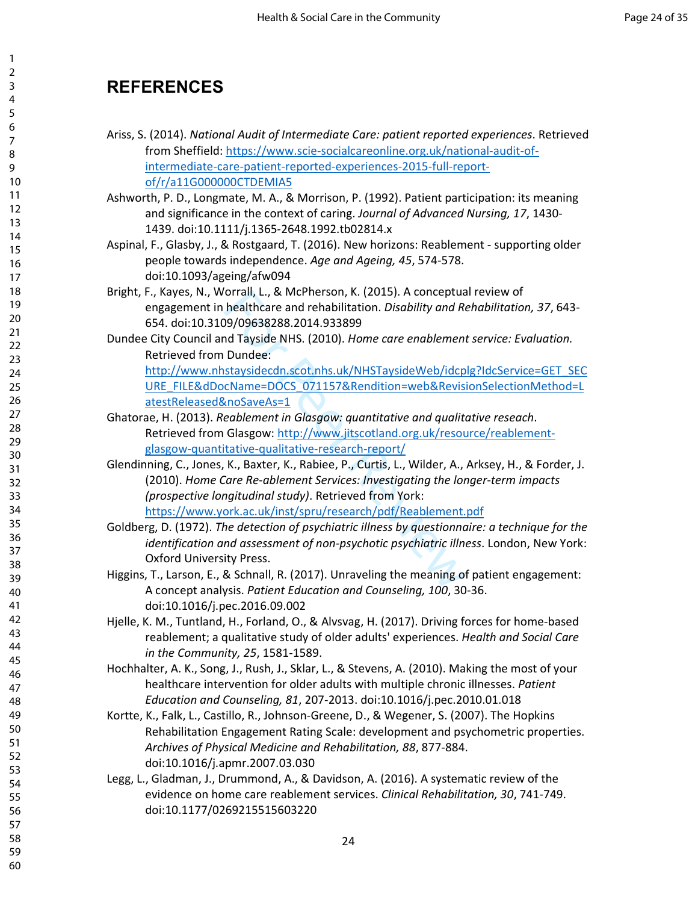# REFERENCES

Ariss, S. (2014). *National Audit of Intermediate Care: patient reported experiences*. Retrieved from Sheffield: https://www.scie-socialcareonline.org.uk/national-audit-of-intermediate-care-patient-reported-experiences-2015-full-report-of/r/a11G000000CTDEMIA5

Ashworth, P. D., Longmate, M. A., & Morrison, P. (1992). Patient participation: its meaning and significance in the context of caring. *Journal of Advanced Nursing, 17*, 1430-1439. doi:10.1111/j.1365-2648.1992.tb02814.x

Aspinal, F., Glasby, J., & Rostgaard, T. (2016). New horizons: Reablement - supporting older people towards independence. *Age and Ageing, 45*, 574-578. doi:10.1093/ageing/afw094

Bright, F., Kayes, N., Worrall, L., & McPherson, K. (2015). A conceptual review of engagement in healthcare and rehabilitation. *Disability and Rehabilitation, 37*, 643-654. doi:10.3109/09638288.2014.933899

Dundee City Council and Tayside NHS. (2010). *Home care enablement service: Evaluation.* Retrieved from Dundee: http://www.nhstaysidecdn.scot.nhs.uk/NHSTaysideWeb/idcplg?IdcService=GET_SECURE_FILE&dDocName=DOCS_071157&Rendition=web&RevisionSelectionMethod=LatestReleased&noSaveAs=1

Ghatorae, H. (2013). *Reablement in Glasgow: quantitative and qualitative reseach*. Retrieved from Glasgow: http://www.jitscotland.org.uk/resource/reablement-glasgow-quantitative-qualitative-research-report/

Glendinning, C., Jones, K., Baxter, K., Rabiee, P., Curtis, L., Wilder, A., Arksey, H., & Forder, J. (2010). *Home Care Re-ablement Services: Investigating the longer-term impacts (prospective longitudinal study)*. Retrieved from York: https://www.york.ac.uk/inst/spru/research/pdf/Reablement.pdf

Goldberg, D. (1972). *The detection of psychiatric illness by questionnaire: a technique for the identification and assessment of non-psychotic psychiatric illness*. London, New York: Oxford University Press.

Higgins, T., Larson, E., & Schnall, R. (2017). Unraveling the meaning of patient engagement: A concept analysis. *Patient Education and Counseling, 100*, 30-36. doi:10.1016/j.pec.2016.09.002

Hjelle, K. M., Tuntland, H., Forland, O., & Alvsvag, H. (2017). Driving forces for home-based reablement; a qualitative study of older adults' experiences. *Health and Social Care in the Community, 25*, 1581-1589.

Hochhalter, A. K., Song, J., Rush, J., Sklar, L., & Stevens, A. (2010). Making the most of your healthcare intervention for older adults with multiple chronic illnesses. *Patient Education and Counseling, 81*, 207-2013. doi:10.1016/j.pec.2010.01.018

Kortte, K., Falk, L., Castillo, R., Johnson-Greene, D., & Wegener, S. (2007). The Hopkins Rehabilitation Engagement Rating Scale: development and psychometric properties. *Archives of Physical Medicine and Rehabilitation, 88*, 877-884. doi:10.1016/j.apmr.2007.03.030

Legg, L., Gladman, J., Drummond, A., & Davidson, A. (2016). A systematic review of the evidence on home care reablement services. *Clinical Rehabilitation, 30*, 741-749. doi:10.1177/0269215515603220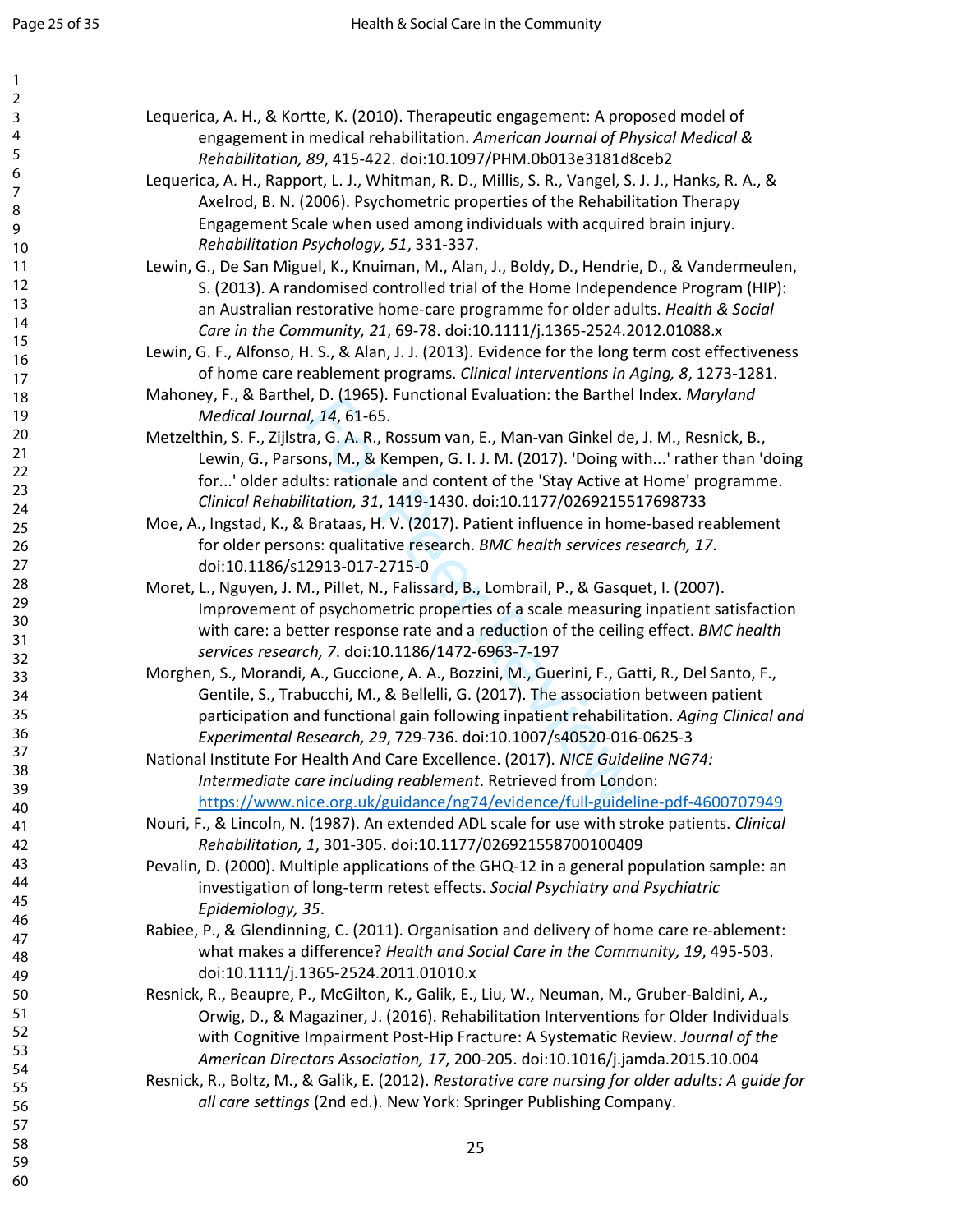Lequerica, A. H., & Kortte, K. (2010). Therapeutic engagement: A proposed model of engagement in medical rehabilitation. *American Journal of Physical Medical & Rehabilitation, 89*, 415-422. doi:10.1097/PHM.0b013e3181d8ceb2

Lequerica, A. H., Rapport, L. J., Whitman, R. D., Millis, S. R., Vangel, S. J. J., Hanks, R. A., & Axelrod, B. N. (2006). Psychometric properties of the Rehabilitation Therapy Engagement Scale when used among individuals with acquired brain injury. *Rehabilitation Psychology, 51*, 331-337.

Lewin, G., De San Miguel, K., Knuiman, M., Alan, J., Boldy, D., Hendrie, D., & Vandermeulen, S. (2013). A randomised controlled trial of the Home Independence Program (HIP): an Australian restorative home-care programme for older adults. *Health & Social Care in the Community, 21*, 69-78. doi:10.1111/j.1365-2524.2012.01088.x

Lewin, G. F., Alfonso, H. S., & Alan, J. J. (2013). Evidence for the long term cost effectiveness of home care reablement programs. *Clinical Interventions in Aging, 8*, 1273-1281.

Mahoney, F., & Barthel, D. (1965). Functional Evaluation: the Barthel Index. *Maryland Medical Journal, 14*, 61-65.

Metzelthin, S. F., Zijlstra, G. A. R., Rossum van, E., Man-van Ginkel de, J. M., Resnick, B., Lewin, G., Parsons, M., & Kempen, G. I. J. M. (2017). 'Doing with...' rather than 'doing for...' older adults: rationale and content of the 'Stay Active at Home' programme. *Clinical Rehabilitation, 31*, 1419-1430. doi:10.1177/0269215517698733

Moe, A., Ingstad, K., & Brataas, H. V. (2017). Patient influence in home-based reablement for older persons: qualitative research. *BMC health services research, 17*. doi:10.1186/s12913-017-2715-0

Moret, L., Nguyen, J. M., Pillet, N., Falissard, B., Lombrail, P., & Gasquet, I. (2007). Improvement of psychometric properties of a scale measuring inpatient satisfaction with care: a better response rate and a reduction of the ceiling effect. *BMC health services research, 7*. doi:10.1186/1472-6963-7-197

Morghen, S., Morandi, A., Guccione, A. A., Bozzini, M., Guerini, F., Gatti, R., Del Santo, F., Gentile, S., Trabucchi, M., & Bellelli, G. (2017). The association between patient participation and functional gain following inpatient rehabilitation. *Aging Clinical and Experimental Research, 29*, 729-736. doi:10.1007/s40520-016-0625-3

National Institute For Health And Care Excellence. (2017). *NICE Guideline NG74: Intermediate care including reablement*. Retrieved from London: https://www.nice.org.uk/guidance/ng74/evidence/full-guideline-pdf-4600707949

Nouri, F., & Lincoln, N. (1987). An extended ADL scale for use with stroke patients. *Clinical Rehabilitation, 1*, 301-305. doi:10.1177/026921558700100409

Pevalin, D. (2000). Multiple applications of the GHQ-12 in a general population sample: an investigation of long-term retest effects. *Social Psychiatry and Psychiatric Epidemiology, 35*.

Rabiee, P., & Glendinning, C. (2011). Organisation and delivery of home care re-ablement: what makes a difference? *Health and Social Care in the Community, 19*, 495-503. doi:10.1111/j.1365-2524.2011.01010.x

Resnick, R., Beaupre, P., McGilton, K., Galik, E., Liu, W., Neuman, M., Gruber-Baldini, A., Orwig, D., & Magaziner, J. (2016). Rehabilitation Interventions for Older Individuals with Cognitive Impairment Post-Hip Fracture: A Systematic Review. *Journal of the American Directors Association, 17*, 200-205. doi:10.1016/j.jamda.2015.10.004

Resnick, R., Boltz, M., & Galik, E. (2012). *Restorative care nursing for older adults: A guide for all care settings* (2nd ed.). New York: Springer Publishing Company.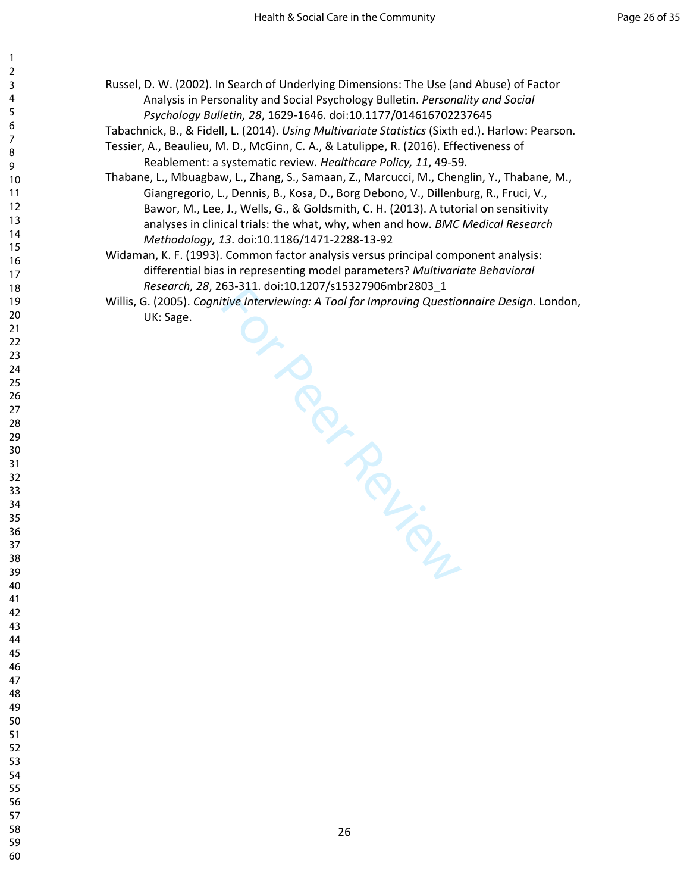Russel, D. W. (2002). In Search of Underlying Dimensions: The Use (and Abuse) of Factor Analysis in Personality and Social Psychology Bulletin. *Personality and Social Psychology Bulletin, 28*, 1629-1646. doi:10.1177/014616702237645

Tabachnick, B., & Fidell, L. (2014). *Using Multivariate Statistics* (Sixth ed.). Harlow: Pearson.

Tessier, A., Beaulieu, M. D., McGinn, C. A., & Latulippe, R. (2016). Effectiveness of Reablement: a systematic review. *Healthcare Policy, 11*, 49-59.

Thabane, L., Mbuagbaw, L., Zhang, S., Samaan, Z., Marcucci, M., Chenglin, Y., Thabane, M., Giangregorio, L., Dennis, B., Kosa, D., Borg Debono, V., Dillenburg, R., Fruci, V., Bawor, M., Lee, J., Wells, G., & Goldsmith, C. H. (2013). A tutorial on sensitivity analyses in clinical trials: the what, why, when and how. *BMC Medical Research Methodology, 13*. doi:10.1186/1471-2288-13-92

Widaman, K. F. (1993). Common factor analysis versus principal component analysis: differential bias in representing model parameters? *Multivariate Behavioral Research, 28*, 263-311. doi:10.1207/s15327906mbr2803_1

Willis, G. (2005). *Cognitive Interviewing: A Tool for Improving Questionnaire Design*. London, UK: Sage.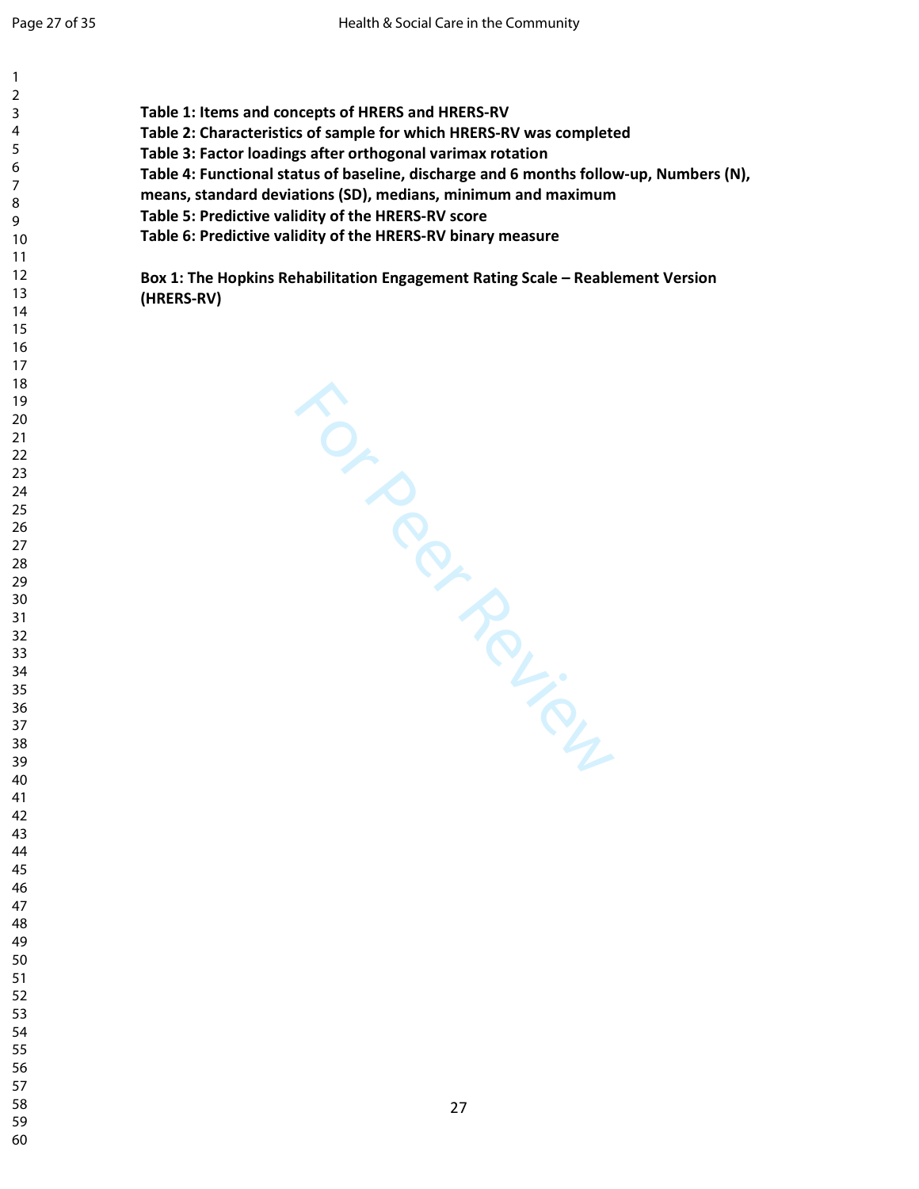**Table 1: Items and concepts of HRERS and HRERS-RV**

**Table 2: Characteristics of sample for which HRERS-RV was completed**

**Table 3: Factor loadings after orthogonal varimax rotation**

**Table 4: Functional status of baseline, discharge and 6 months follow-up, Numbers (N), means, standard deviations (SD), medians, minimum and maximum**

**Table 5: Predictive validity of the HRERS-RV score**

**Table 6: Predictive validity of the HRERS-RV binary measure**

**Box 1: The Hopkins Rehabilitation Engagement Rating Scale – Reablement Version (HRERS-RV)**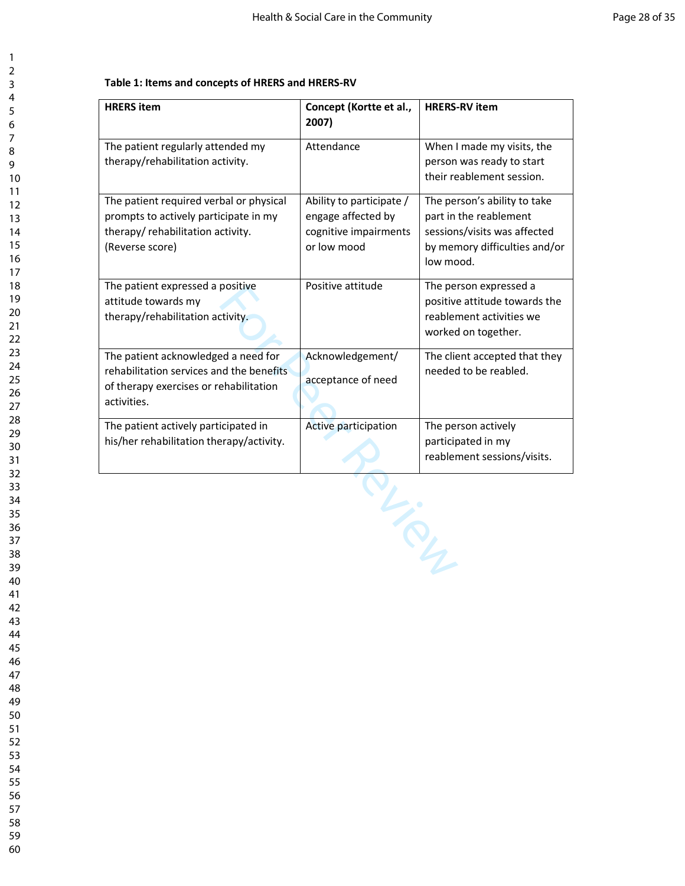**Table 1: Items and concepts of HRERS and HRERS-RV**

| HRERS item | Concept (Kortte et al., 2007) | HRERS-RV item |
|---|---|---|
| The patient regularly attended my therapy/rehabilitation activity. | Attendance | When I made my visits, the person was ready to start their reablement session. |
| The patient required verbal or physical prompts to actively participate in my therapy/ rehabilitation activity. (Reverse score) | Ability to participate / engage affected by cognitive impairments or low mood | The person's ability to take part in the reablement sessions/visits was affected by memory difficulties and/or low mood. |
| The patient expressed a positive attitude towards my therapy/rehabilitation activity. | Positive attitude | The person expressed a positive attitude towards the reablement activities we worked on together. |
| The patient acknowledged a need for rehabilitation services and the benefits of therapy exercises or rehabilitation activities. | Acknowledgement/ acceptance of need | The client accepted that they needed to be reabled. |
| The patient actively participated in his/her rehabilitation therapy/activity. | Active participation | The person actively participated in my reablement sessions/visits. |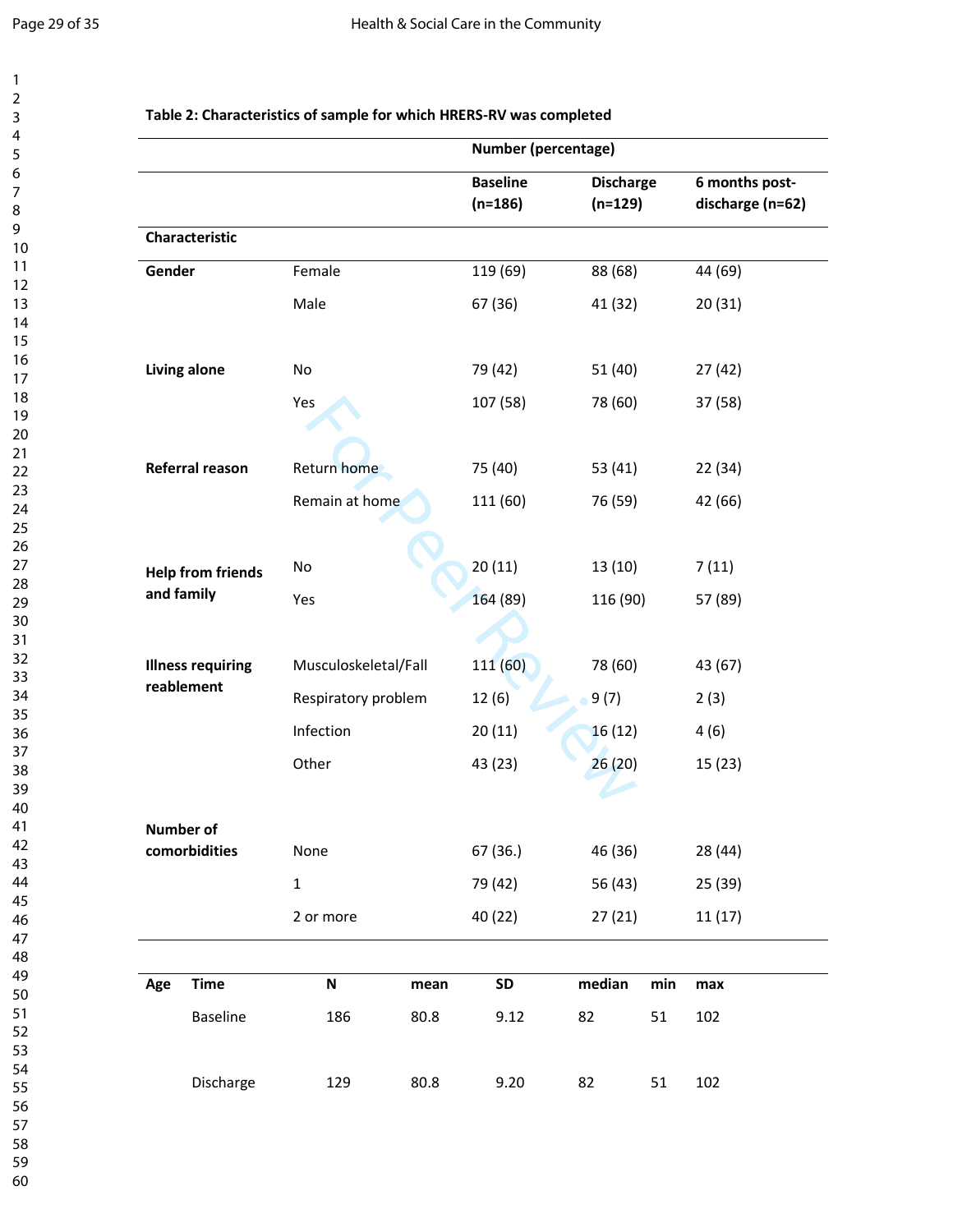**Table 2: Characteristics of sample for which HRERS-RV was completed**

| Characteristic | | Baseline (n=186) | Discharge (n=129) | 6 months post-discharge (n=62) |
|---|---|---|---|---|
| | | Number (percentage) | | |
| **Gender** | Female | 119 (69) | 88 (68) | 44 (69) |
| | Male | 67 (36) | 41 (32) | 20 (31) |
| **Living alone** | No | 79 (42) | 51 (40) | 27 (42) |
| | Yes | 107 (58) | 78 (60) | 37 (58) |
| **Referral reason** | Return home | 75 (40) | 53 (41) | 22 (34) |
| | Remain at home | 111 (60) | 76 (59) | 42 (66) |
| **Help from friends and family** | No | 20 (11) | 13 (10) | 7 (11) |
| | Yes | 164 (89) | 116 (90) | 57 (89) |
| **Illness requiring reablement** | Musculoskeletal/Fall | 111 (60) | 78 (60) | 43 (67) |
| | Respiratory problem | 12 (6) | 9 (7) | 2 (3) |
| | Infection | 20 (11) | 16 (12) | 4 (6) |
| | Other | 43 (23) | 26 (20) | 15 (23) |
| **Number of comorbidities** | None | 67 (36.) | 46 (36) | 28 (44) |
| | 1 | 79 (42) | 56 (43) | 25 (39) |
| | 2 or more | 40 (22) | 27 (21) | 11 (17) |

| Age | Time | N | mean | SD | median | min | max |
|---|---|---|---|---|---|---|---|
| | Baseline | 186 | 80.8 | 9.12 | 82 | 51 | 102 |
| | Discharge | 129 | 80.8 | 9.20 | 82 | 51 | 102 |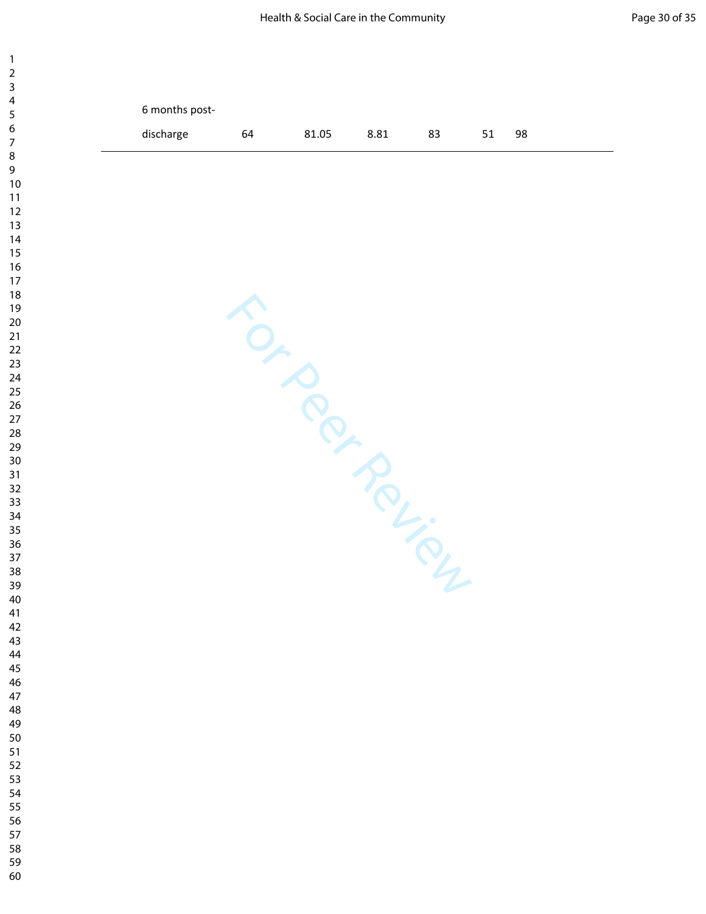| | | | | | | |
|---|---|---|---|---|---|---|
| 6 months post-discharge | 64 | 81.05 | 8.81 | 83 | 51 | 98 |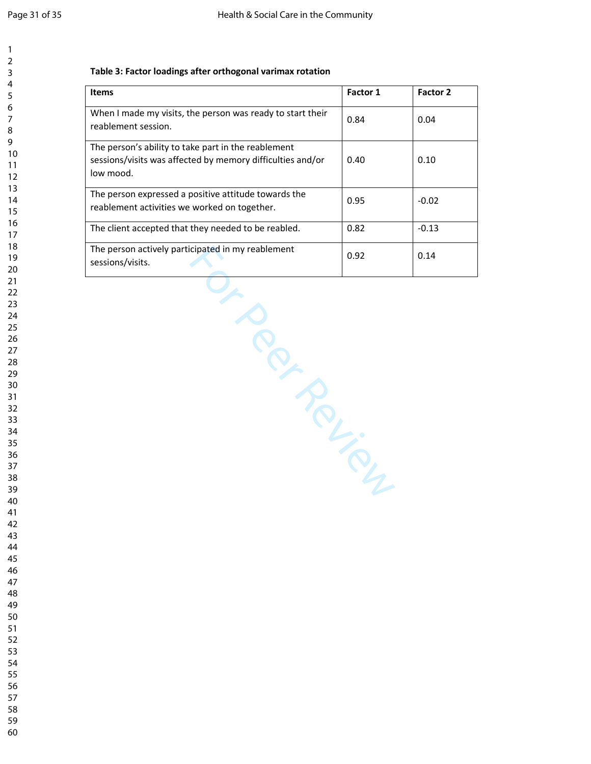**Table 3: Factor loadings after orthogonal varimax rotation**

| Items | Factor 1 | Factor 2 |
|---|---|---|
| When I made my visits, the person was ready to start their reablement session. | 0.84 | 0.04 |
| The person's ability to take part in the reablement sessions/visits was affected by memory difficulties and/or low mood. | 0.40 | 0.10 |
| The person expressed a positive attitude towards the reablement activities we worked on together. | 0.95 | -0.02 |
| The client accepted that they needed to be reabled. | 0.82 | -0.13 |
| The person actively participated in my reablement sessions/visits. | 0.92 | 0.14 |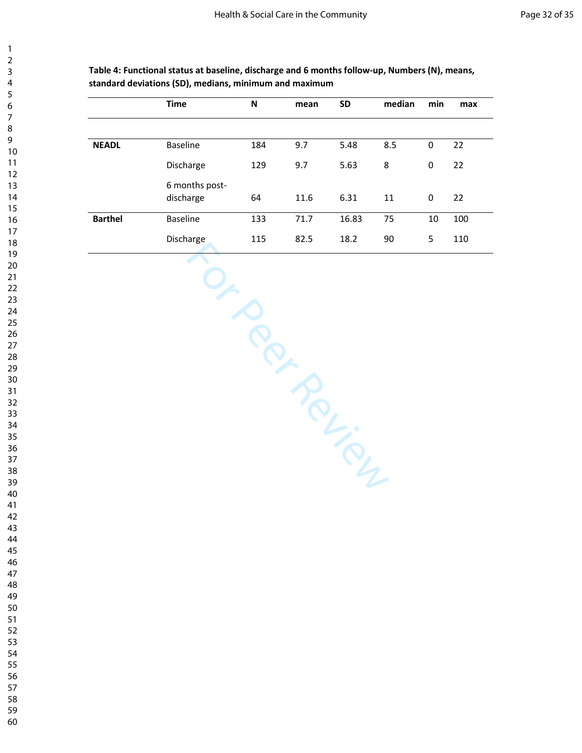**Table 4: Functional status at baseline, discharge and 6 months follow-up, Numbers (N), means, standard deviations (SD), medians, minimum and maximum**

| | Time | N | mean | SD | median | min | max |
|---|---|---|---|---|---|---|---|
| **NEADL** | Baseline | 184 | 9.7 | 5.48 | 8.5 | 0 | 22 |
| | Discharge | 129 | 9.7 | 5.63 | 8 | 0 | 22 |
| | 6 months post-discharge | 64 | 11.6 | 6.31 | 11 | 0 | 22 |
| **Barthel** | Baseline | 133 | 71.7 | 16.83 | 75 | 10 | 100 |
| | Discharge | 115 | 82.5 | 18.2 | 90 | 5 | 110 |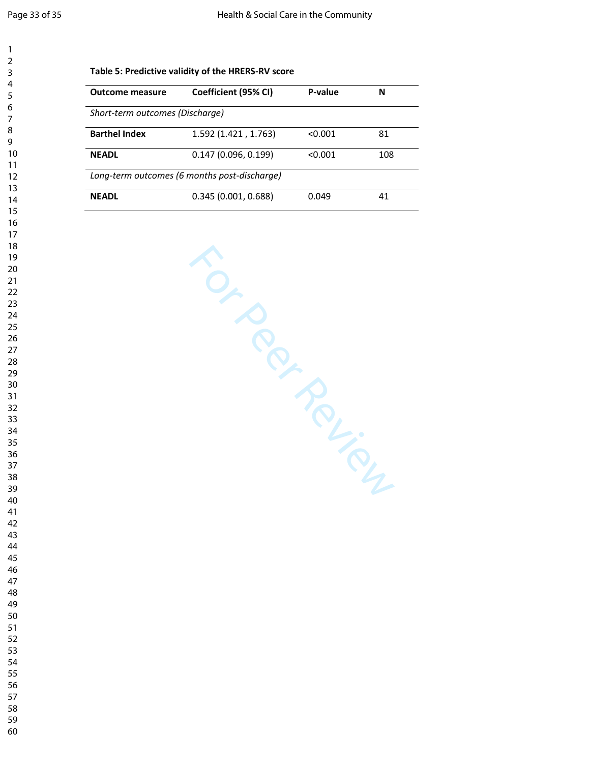**Table 5: Predictive validity of the HRERS-RV score**

| Outcome measure | Coefficient (95% CI) | P-value | N |
|---|---|---|---|
| *Short-term outcomes (Discharge)* | | | |
| **Barthel Index** | 1.592 (1.421 , 1.763) | <0.001 | 81 |
| **NEADL** | 0.147 (0.096, 0.199) | <0.001 | 108 |
| *Long-term outcomes (6 months post-discharge)* | | | |
| **NEADL** | 0.345 (0.001, 0.688) | 0.049 | 41 |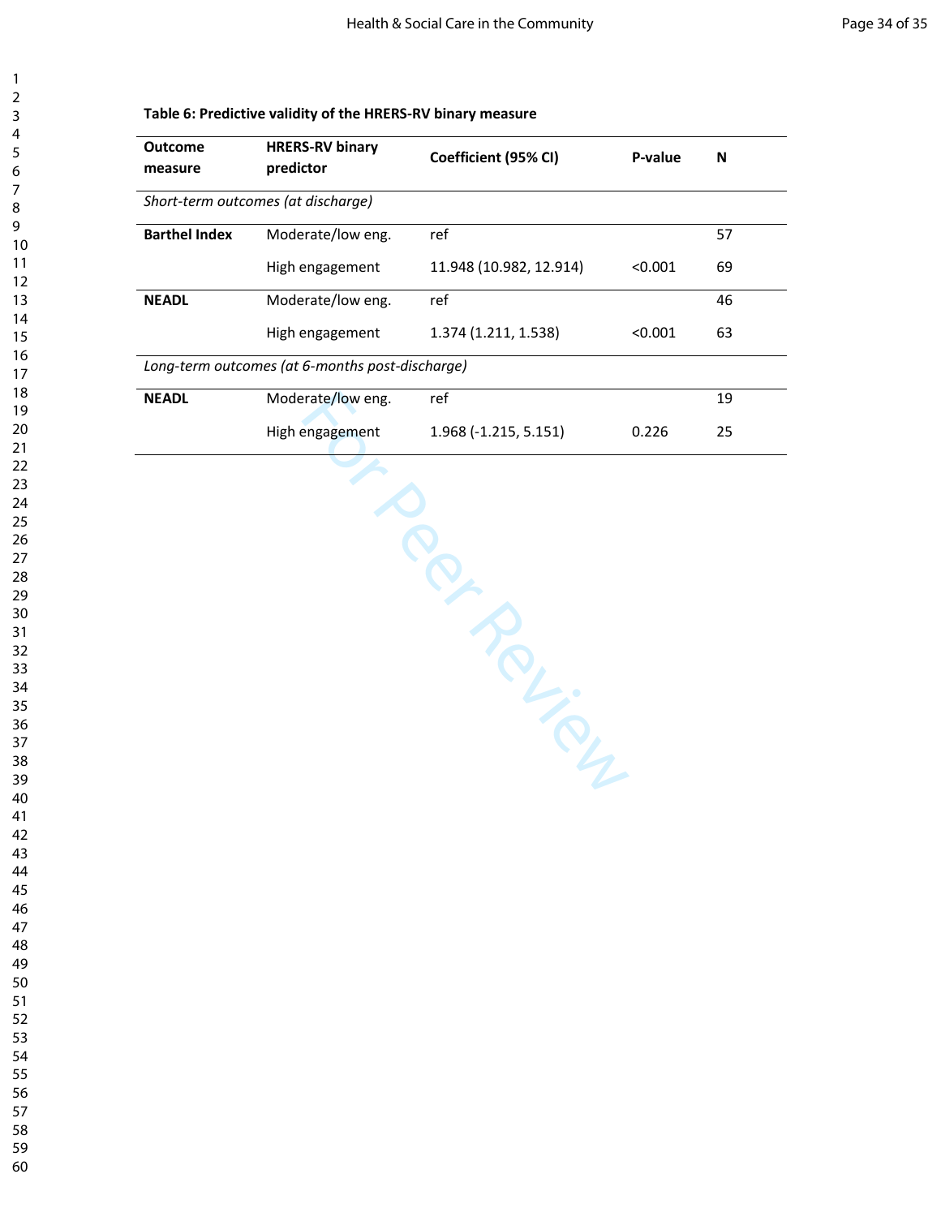**Table 6: Predictive validity of the HRERS-RV binary measure**

| Outcome measure | HRERS-RV binary predictor | Coefficient (95% CI) | P-value | N |
|---|---|---|---|---|
| *Short-term outcomes (at discharge)* | | | | |
| **Barthel Index** | Moderate/low eng. | ref | | 57 |
| | High engagement | 11.948 (10.982, 12.914) | <0.001 | 69 |
| **NEADL** | Moderate/low eng. | ref | | 46 |
| | High engagement | 1.374 (1.211, 1.538) | <0.001 | 63 |
| *Long-term outcomes (at 6-months post-discharge)* | | | | |
| **NEADL** | Moderate/low eng. | ref | | 19 |
| | High engagement | 1.968 (-1.215, 5.151) | 0.226 | 25 |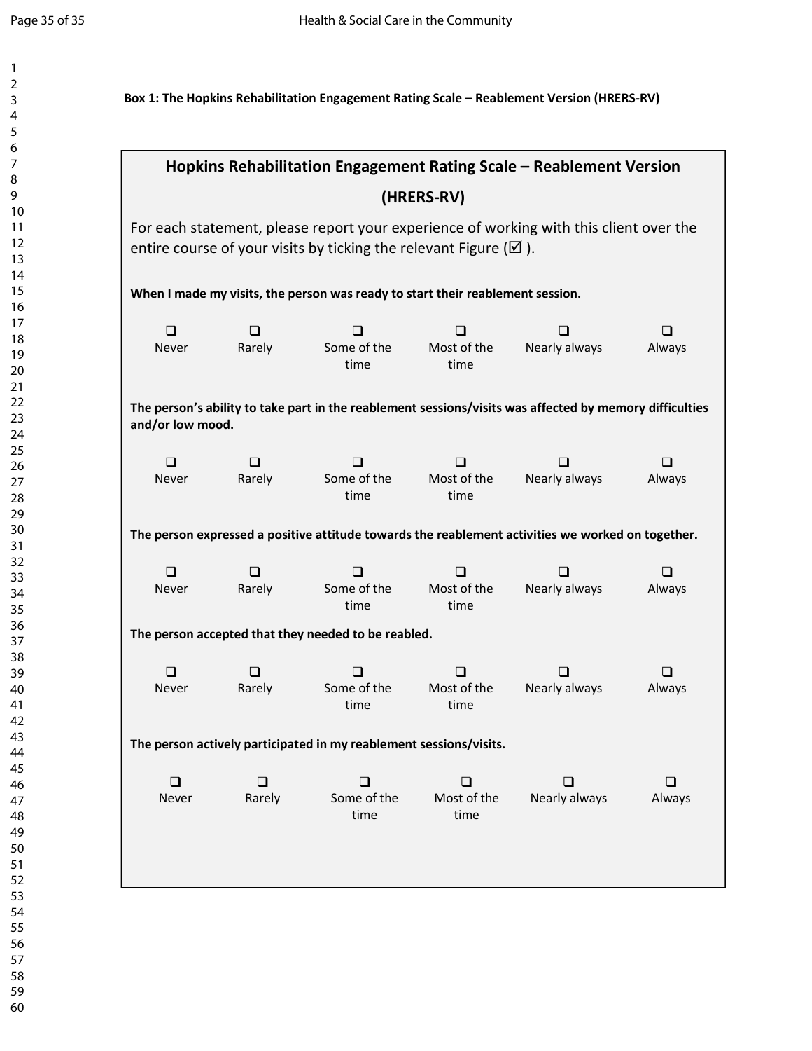**Box 1: The Hopkins Rehabilitation Engagement Rating Scale – Reablement Version (HRERS-RV)**

## Hopkins Rehabilitation Engagement Rating Scale – Reablement Version (HRERS-RV)

For each statement, please report your experience of working with this client over the entire course of your visits by ticking the relevant Figure (☑ ).

**When I made my visits, the person was ready to start their reablement session.**

| ❑ | ❑ | ❑ | ❑ | ❑ | ❑ |
|---|---|---|---|---|---|
| Never | Rarely | Some of the time | Most of the time | Nearly always | Always |

**The person's ability to take part in the reablement sessions/visits was affected by memory difficulties and/or low mood.**

| ❑ | ❑ | ❑ | ❑ | ❑ | ❑ |
|---|---|---|---|---|---|
| Never | Rarely | Some of the time | Most of the time | Nearly always | Always |

**The person expressed a positive attitude towards the reablement activities we worked on together.**

| ❑ | ❑ | ❑ | ❑ | ❑ | ❑ |
|---|---|---|---|---|---|
| Never | Rarely | Some of the time | Most of the time | Nearly always | Always |

**The person accepted that they needed to be reabled.**

| ❑ | ❑ | ❑ | ❑ | ❑ | ❑ |
|---|---|---|---|---|---|
| Never | Rarely | Some of the time | Most of the time | Nearly always | Always |

**The person actively participated in my reablement sessions/visits.**

| ❑ | ❑ | ❑ | ❑ | ❑ | ❑ |
|---|---|---|---|---|---|
| Never | Rarely | Some of the time | Most of the time | Nearly always | Always |